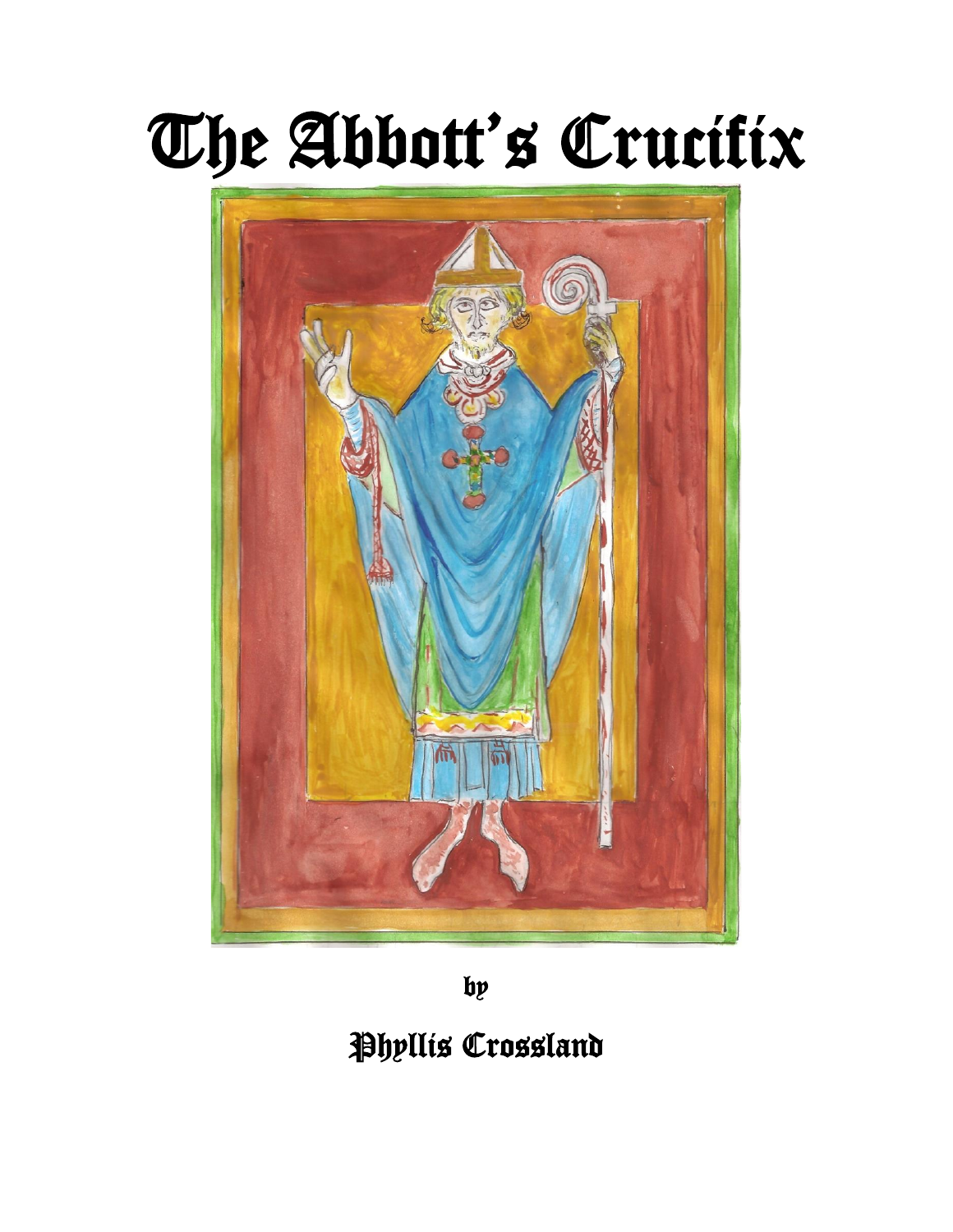# The Abbott's Crucifix

by

Phyllis Crossland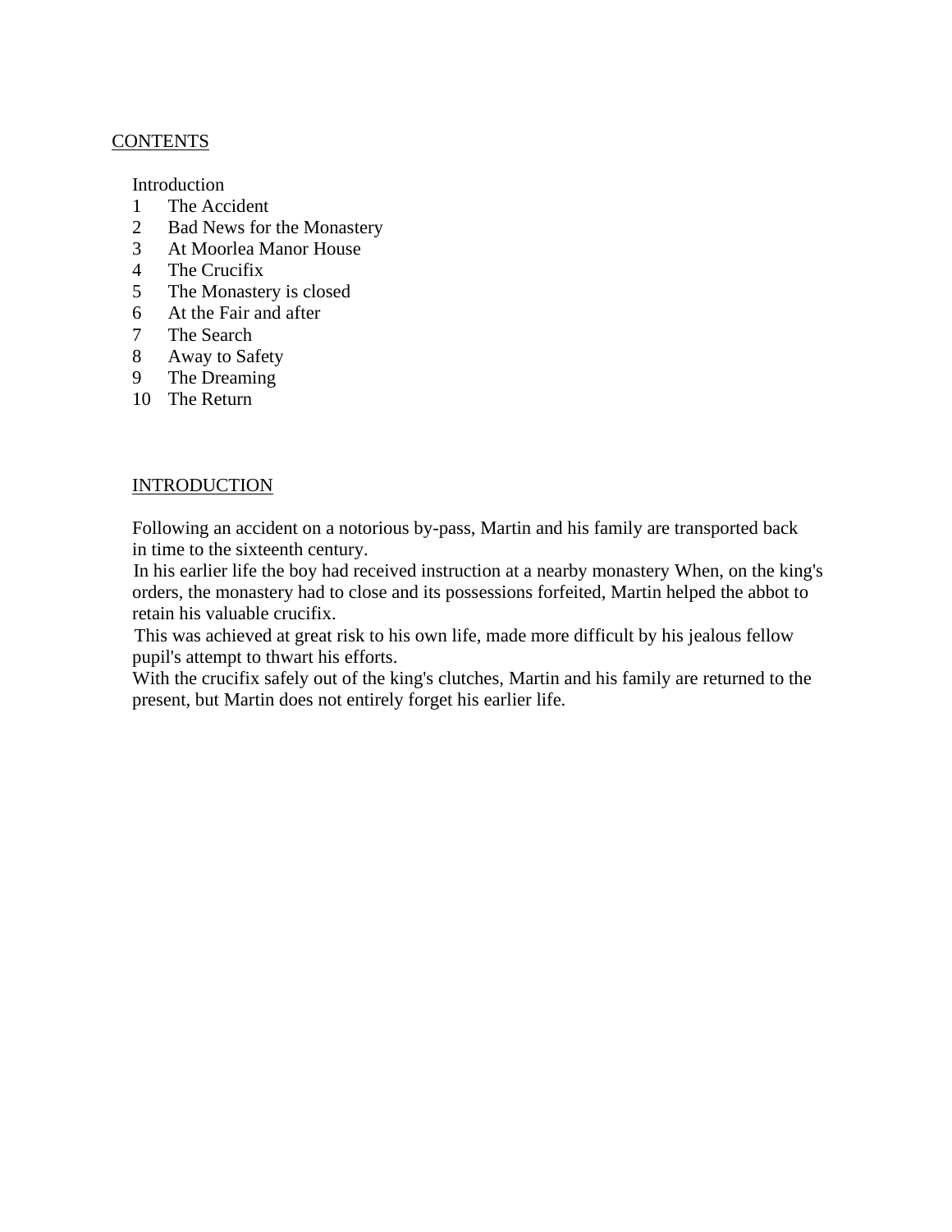## CONTENTS

Introduction
1 The Accident
2 Bad News for the Monastery
3 At Moorlea Manor House
4 The Crucifix
5 The Monastery is closed
6 At the Fair and after
7 The Search
8 Away to Safety
9 The Dreaming
10 The Return

## INTRODUCTION

Following an accident on a notorious by-pass, Martin and his family are transported back in time to the sixteenth century.

In his earlier life the boy had received instruction at a nearby monastery When, on the king's orders, the monastery had to close and its possessions forfeited, Martin helped the abbot to retain his valuable crucifix.

This was achieved at great risk to his own life, made more difficult by his jealous fellow pupil's attempt to thwart his efforts.

With the crucifix safely out of the king's clutches, Martin and his family are returned to the present, but Martin does not entirely forget his earlier life.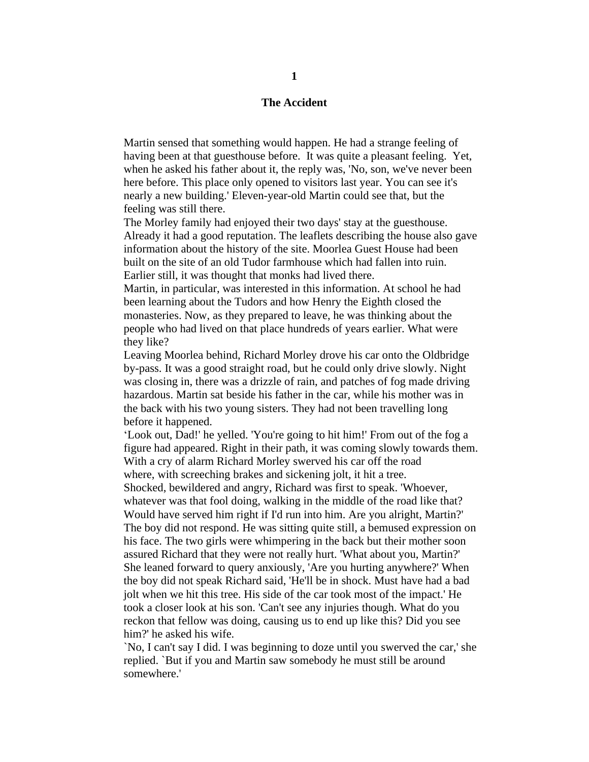# 1

## The Accident

Martin sensed that something would happen. He had a strange feeling of having been at that guesthouse before. It was quite a pleasant feeling. Yet, when he asked his father about it, the reply was, 'No, son, we've never been here before. This place only opened to visitors last year. You can see it's nearly a new building.' Eleven-year-old Martin could see that, but the feeling was still there.

The Morley family had enjoyed their two days' stay at the guesthouse. Already it had a good reputation. The leaflets describing the house also gave information about the history of the site. Moorlea Guest House had been built on the site of an old Tudor farmhouse which had fallen into ruin. Earlier still, it was thought that monks had lived there.

Martin, in particular, was interested in this information. At school he had been learning about the Tudors and how Henry the Eighth closed the monasteries. Now, as they prepared to leave, he was thinking about the people who had lived on that place hundreds of years earlier. What were they like?

Leaving Moorlea behind, Richard Morley drove his car onto the Oldbridge by-pass. It was a good straight road, but he could only drive slowly. Night was closing in, there was a drizzle of rain, and patches of fog made driving hazardous. Martin sat beside his father in the car, while his mother was in the back with his two young sisters. They had not been travelling long before it happened.

'Look out, Dad!' he yelled. 'You're going to hit him!' From out of the fog a figure had appeared. Right in their path, it was coming slowly towards them. With a cry of alarm Richard Morley swerved his car off the road where, with screeching brakes and sickening jolt, it hit a tree.

Shocked, bewildered and angry, Richard was first to speak. 'Whoever, whatever was that fool doing, walking in the middle of the road like that? Would have served him right if I'd run into him. Are you alright, Martin?' The boy did not respond. He was sitting quite still, a bemused expression on his face. The two girls were whimpering in the back but their mother soon assured Richard that they were not really hurt. 'What about you, Martin?' She leaned forward to query anxiously, 'Are you hurting anywhere?' When the boy did not speak Richard said, 'He'll be in shock. Must have had a bad jolt when we hit this tree. His side of the car took most of the impact.' He took a closer look at his son. 'Can't see any injuries though. What do you reckon that fellow was doing, causing us to end up like this? Did you see him?' he asked his wife.

`No, I can't say I did. I was beginning to doze until you swerved the car,' she replied. `But if you and Martin saw somebody he must still be around somewhere.'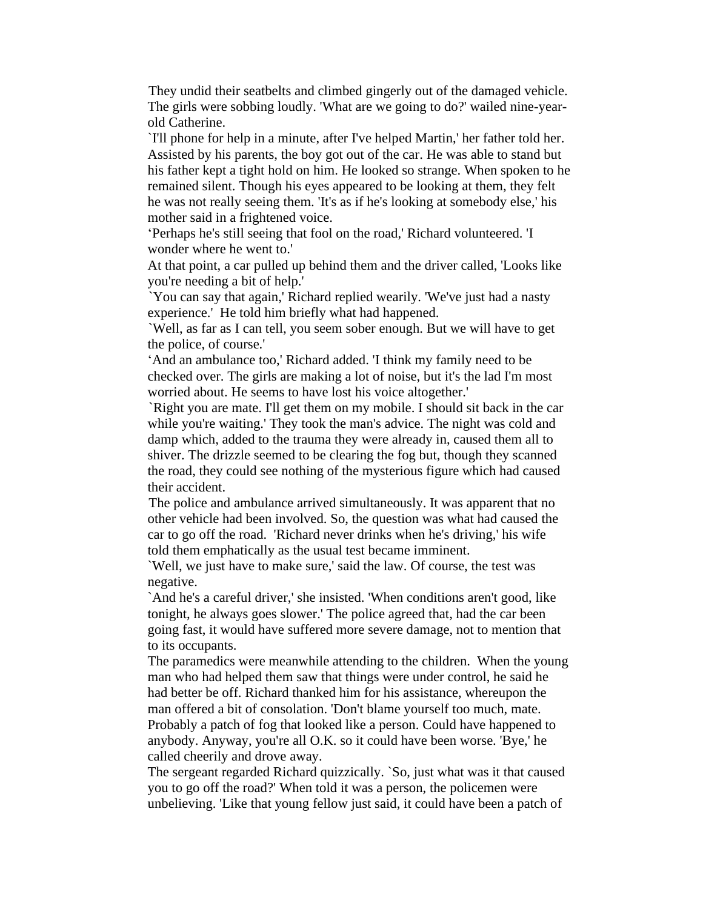They undid their seatbelts and climbed gingerly out of the damaged vehicle. The girls were sobbing loudly. 'What are we going to do?' wailed nine-year-old Catherine.

`I'll phone for help in a minute, after I've helped Martin,' her father told her. Assisted by his parents, the boy got out of the car. He was able to stand but his father kept a tight hold on him. He looked so strange. When spoken to he remained silent. Though his eyes appeared to be looking at them, they felt he was not really seeing them. 'It's as if he's looking at somebody else,' his mother said in a frightened voice.

'Perhaps he's still seeing that fool on the road,' Richard volunteered. 'I wonder where he went to.'

At that point, a car pulled up behind them and the driver called, 'Looks like you're needing a bit of help.'

`You can say that again,' Richard replied wearily. 'We've just had a nasty experience.' He told him briefly what had happened.

`Well, as far as I can tell, you seem sober enough. But we will have to get the police, of course.'

'And an ambulance too,' Richard added. 'I think my family need to be checked over. The girls are making a lot of noise, but it's the lad I'm most worried about. He seems to have lost his voice altogether.'

`Right you are mate. I'll get them on my mobile. I should sit back in the car while you're waiting.' They took the man's advice. The night was cold and damp which, added to the trauma they were already in, caused them all to shiver. The drizzle seemed to be clearing the fog but, though they scanned the road, they could see nothing of the mysterious figure which had caused their accident.

The police and ambulance arrived simultaneously. It was apparent that no other vehicle had been involved. So, the question was what had caused the car to go off the road. 'Richard never drinks when he's driving,' his wife told them emphatically as the usual test became imminent.

`Well, we just have to make sure,' said the law. Of course, the test was negative.

`And he's a careful driver,' she insisted. 'When conditions aren't good, like tonight, he always goes slower.' The police agreed that, had the car been going fast, it would have suffered more severe damage, not to mention that to its occupants.

The paramedics were meanwhile attending to the children. When the young man who had helped them saw that things were under control, he said he had better be off. Richard thanked him for his assistance, whereupon the man offered a bit of consolation. 'Don't blame yourself too much, mate. Probably a patch of fog that looked like a person. Could have happened to anybody. Anyway, you're all O.K. so it could have been worse. 'Bye,' he called cheerily and drove away.

The sergeant regarded Richard quizzically. `So, just what was it that caused you to go off the road?' When told it was a person, the policemen were unbelieving. 'Like that young fellow just said, it could have been a patch of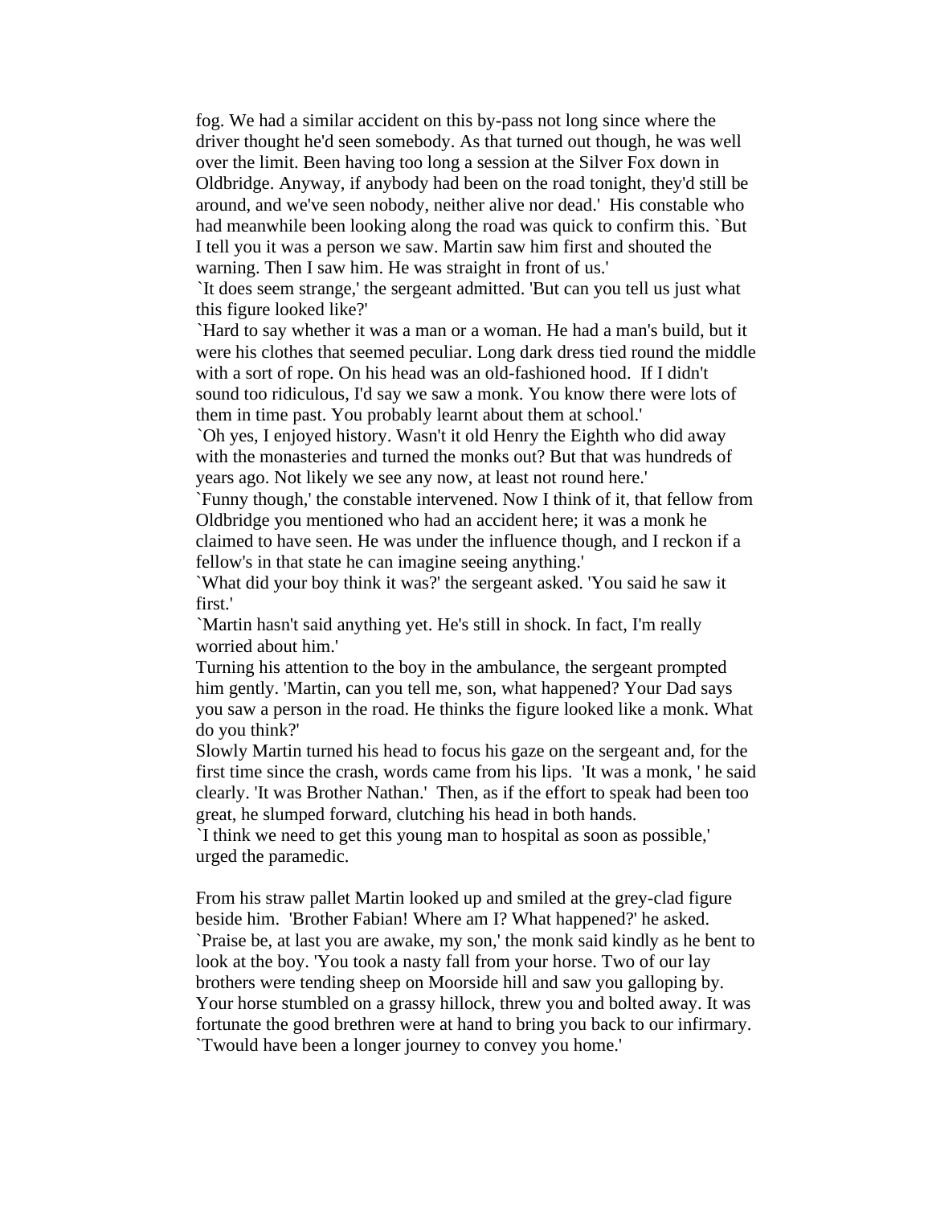fog. We had a similar accident on this by-pass not long since where the driver thought he'd seen somebody. As that turned out though, he was well over the limit. Been having too long a session at the Silver Fox down in Oldbridge. Anyway, if anybody had been on the road tonight, they'd still be around, and we've seen nobody, neither alive nor dead.' His constable who had meanwhile been looking along the road was quick to confirm this. `But I tell you it was a person we saw. Martin saw him first and shouted the warning. Then I saw him. He was straight in front of us.'

`It does seem strange,' the sergeant admitted. 'But can you tell us just what this figure looked like?'

`Hard to say whether it was a man or a woman. He had a man's build, but it were his clothes that seemed peculiar. Long dark dress tied round the middle with a sort of rope. On his head was an old-fashioned hood. If I didn't sound too ridiculous, I'd say we saw a monk. You know there were lots of them in time past. You probably learnt about them at school.'

`Oh yes, I enjoyed history. Wasn't it old Henry the Eighth who did away with the monasteries and turned the monks out? But that was hundreds of years ago. Not likely we see any now, at least not round here.'

`Funny though,' the constable intervened. Now I think of it, that fellow from Oldbridge you mentioned who had an accident here; it was a monk he claimed to have seen. He was under the influence though, and I reckon if a fellow's in that state he can imagine seeing anything.'

`What did your boy think it was?' the sergeant asked. 'You said he saw it first.'

`Martin hasn't said anything yet. He's still in shock. In fact, I'm really worried about him.'

Turning his attention to the boy in the ambulance, the sergeant prompted him gently. 'Martin, can you tell me, son, what happened? Your Dad says you saw a person in the road. He thinks the figure looked like a monk. What do you think?'

Slowly Martin turned his head to focus his gaze on the sergeant and, for the first time since the crash, words came from his lips. 'It was a monk, ' he said clearly. 'It was Brother Nathan.' Then, as if the effort to speak had been too great, he slumped forward, clutching his head in both hands.

`I think we need to get this young man to hospital as soon as possible,' urged the paramedic.

From his straw pallet Martin looked up and smiled at the grey-clad figure beside him. 'Brother Fabian! Where am I? What happened?' he asked.

`Praise be, at last you are awake, my son,' the monk said kindly as he bent to look at the boy. 'You took a nasty fall from your horse. Two of our lay brothers were tending sheep on Moorside hill and saw you galloping by. Your horse stumbled on a grassy hillock, threw you and bolted away. It was fortunate the good brethren were at hand to bring you back to our infirmary. `Twould have been a longer journey to convey you home.'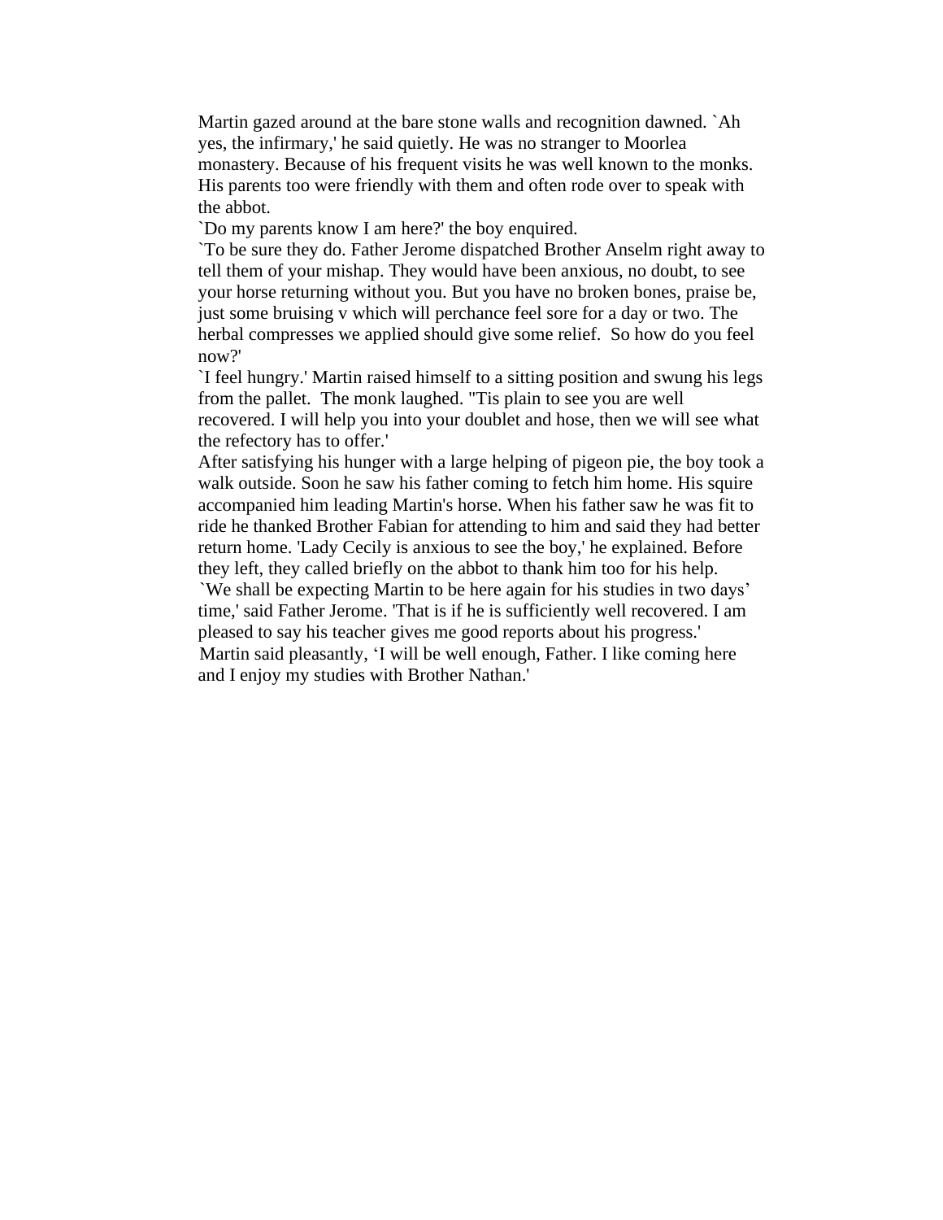Martin gazed around at the bare stone walls and recognition dawned. `Ah yes, the infirmary,' he said quietly. He was no stranger to Moorlea monastery. Because of his frequent visits he was well known to the monks. His parents too were friendly with them and often rode over to speak with the abbot.

`Do my parents know I am here?' the boy enquired.

`To be sure they do. Father Jerome dispatched Brother Anselm right away to tell them of your mishap. They would have been anxious, no doubt, to see your horse returning without you. But you have no broken bones, praise be, just some bruising v which will perchance feel sore for a day or two. The herbal compresses we applied should give some relief.  So how do you feel now?'

`I feel hungry.' Martin raised himself to a sitting position and swung his legs from the pallet.  The monk laughed. "Tis plain to see you are well recovered. I will help you into your doublet and hose, then we will see what the refectory has to offer.'

After satisfying his hunger with a large helping of pigeon pie, the boy took a walk outside. Soon he saw his father coming to fetch him home. His squire accompanied him leading Martin's horse. When his father saw he was fit to ride he thanked Brother Fabian for attending to him and said they had better return home. 'Lady Cecily is anxious to see the boy,' he explained. Before they left, they called briefly on the abbot to thank him too for his help.

`We shall be expecting Martin to be here again for his studies in two days' time,' said Father Jerome. 'That is if he is sufficiently well recovered. I am pleased to say his teacher gives me good reports about his progress.'

Martin said pleasantly, 'I will be well enough, Father. I like coming here and I enjoy my studies with Brother Nathan.'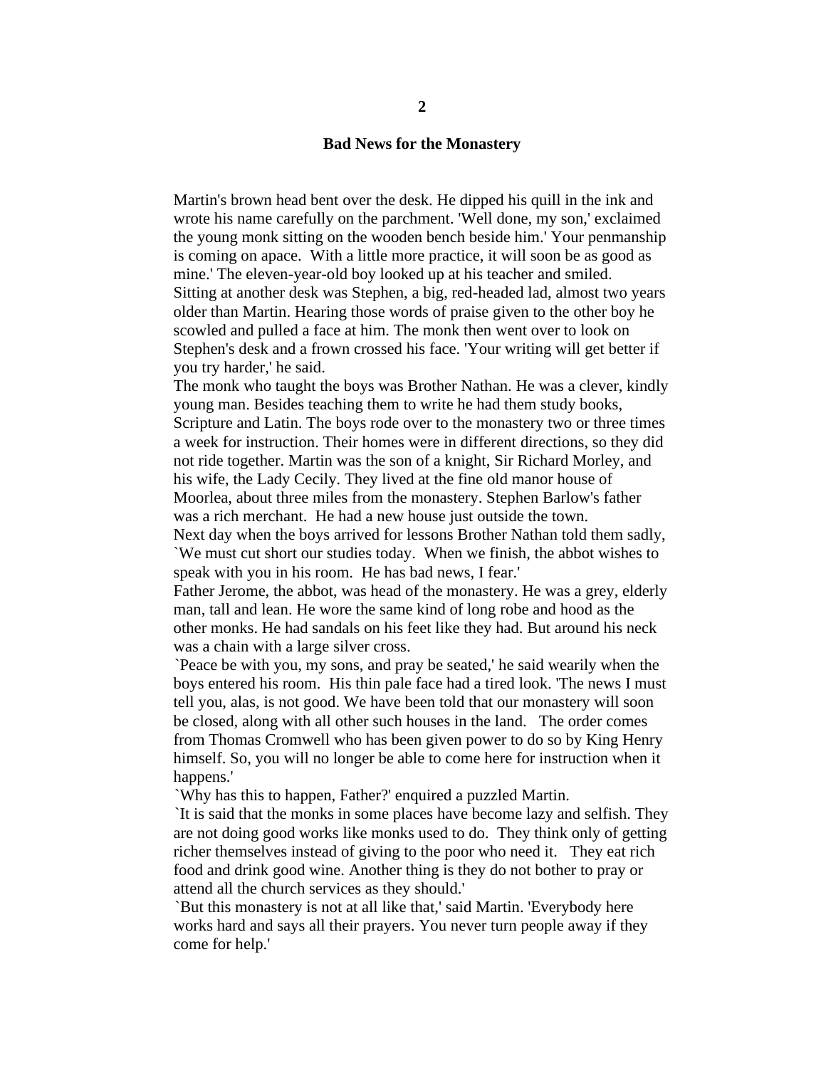# 2

## Bad News for the Monastery

Martin's brown head bent over the desk. He dipped his quill in the ink and wrote his name carefully on the parchment. 'Well done, my son,' exclaimed the young monk sitting on the wooden bench beside him.' Your penmanship is coming on apace. With a little more practice, it will soon be as good as mine.' The eleven-year-old boy looked up at his teacher and smiled.

Sitting at another desk was Stephen, a big, red-headed lad, almost two years older than Martin. Hearing those words of praise given to the other boy he scowled and pulled a face at him. The monk then went over to look on Stephen's desk and a frown crossed his face. 'Your writing will get better if you try harder,' he said.

The monk who taught the boys was Brother Nathan. He was a clever, kindly young man. Besides teaching them to write he had them study books, Scripture and Latin. The boys rode over to the monastery two or three times a week for instruction. Their homes were in different directions, so they did not ride together. Martin was the son of a knight, Sir Richard Morley, and his wife, the Lady Cecily. They lived at the fine old manor house of Moorlea, about three miles from the monastery. Stephen Barlow's father was a rich merchant. He had a new house just outside the town.

Next day when the boys arrived for lessons Brother Nathan told them sadly, `We must cut short our studies today. When we finish, the abbot wishes to speak with you in his room. He has bad news, I fear.'

Father Jerome, the abbot, was head of the monastery. He was a grey, elderly man, tall and lean. He wore the same kind of long robe and hood as the other monks. He had sandals on his feet like they had. But around his neck was a chain with a large silver cross.

`Peace be with you, my sons, and pray be seated,' he said wearily when the boys entered his room. His thin pale face had a tired look. 'The news I must tell you, alas, is not good. We have been told that our monastery will soon be closed, along with all other such houses in the land. The order comes from Thomas Cromwell who has been given power to do so by King Henry himself. So, you will no longer be able to come here for instruction when it happens.'

`Why has this to happen, Father?' enquired a puzzled Martin.

`It is said that the monks in some places have become lazy and selfish. They are not doing good works like monks used to do. They think only of getting richer themselves instead of giving to the poor who need it. They eat rich food and drink good wine. Another thing is they do not bother to pray or attend all the church services as they should.'

`But this monastery is not at all like that,' said Martin. 'Everybody here works hard and says all their prayers. You never turn people away if they come for help.'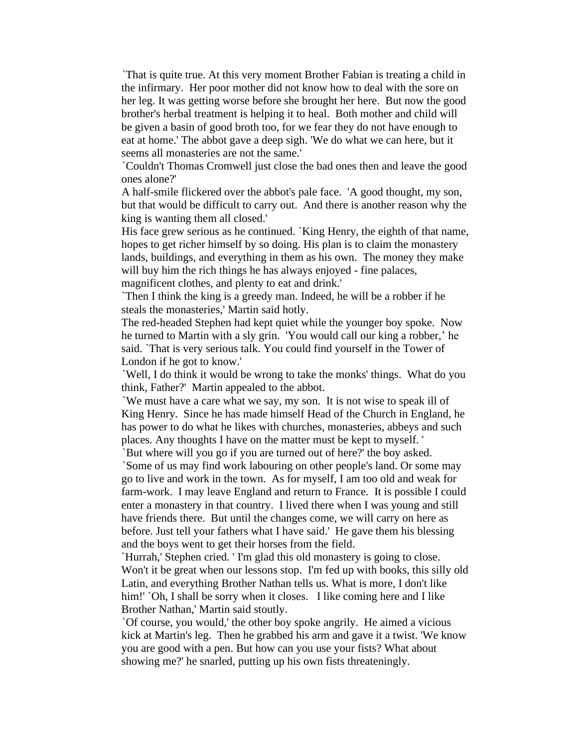`That is quite true. At this very moment Brother Fabian is treating a child in the infirmary. Her poor mother did not know how to deal with the sore on her leg. It was getting worse before she brought her here. But now the good brother's herbal treatment is helping it to heal. Both mother and child will be given a basin of good broth too, for we fear they do not have enough to eat at home.' The abbot gave a deep sigh. 'We do what we can here, but it seems all monasteries are not the same.'

`Couldn't Thomas Cromwell just close the bad ones then and leave the good ones alone?'

A half-smile flickered over the abbot's pale face. 'A good thought, my son, but that would be difficult to carry out. And there is another reason why the king is wanting them all closed.'

His face grew serious as he continued. `King Henry, the eighth of that name, hopes to get richer himself by so doing. His plan is to claim the monastery lands, buildings, and everything in them as his own. The money they make will buy him the rich things he has always enjoyed - fine palaces, magnificent clothes, and plenty to eat and drink.'

`Then I think the king is a greedy man. Indeed, he will be a robber if he steals the monasteries,' Martin said hotly.

The red-headed Stephen had kept quiet while the younger boy spoke. Now he turned to Martin with a sly grin. 'You would call our king a robber,' he said. `That is very serious talk. You could find yourself in the Tower of London if he got to know.'

`Well, I do think it would be wrong to take the monks' things. What do you think, Father?' Martin appealed to the abbot.

`We must have a care what we say, my son. It is not wise to speak ill of King Henry. Since he has made himself Head of the Church in England, he has power to do what he likes with churches, monasteries, abbeys and such places. Any thoughts I have on the matter must be kept to myself. '

`But where will you go if you are turned out of here?' the boy asked.

`Some of us may find work labouring on other people's land. Or some may go to live and work in the town. As for myself, I am too old and weak for farm-work. I may leave England and return to France. It is possible I could enter a monastery in that country. I lived there when I was young and still have friends there. But until the changes come, we will carry on here as before. Just tell your fathers what I have said.' He gave them his blessing and the boys went to get their horses from the field.

`Hurrah,' Stephen cried. ' I'm glad this old monastery is going to close. Won't it be great when our lessons stop. I'm fed up with books, this silly old Latin, and everything Brother Nathan tells us. What is more, I don't like him!' `Oh, I shall be sorry when it closes. I like coming here and I like Brother Nathan,' Martin said stoutly.

`Of course, you would,' the other boy spoke angrily. He aimed a vicious kick at Martin's leg. Then he grabbed his arm and gave it a twist. 'We know you are good with a pen. But how can you use your fists? What about showing me?' he snarled, putting up his own fists threateningly.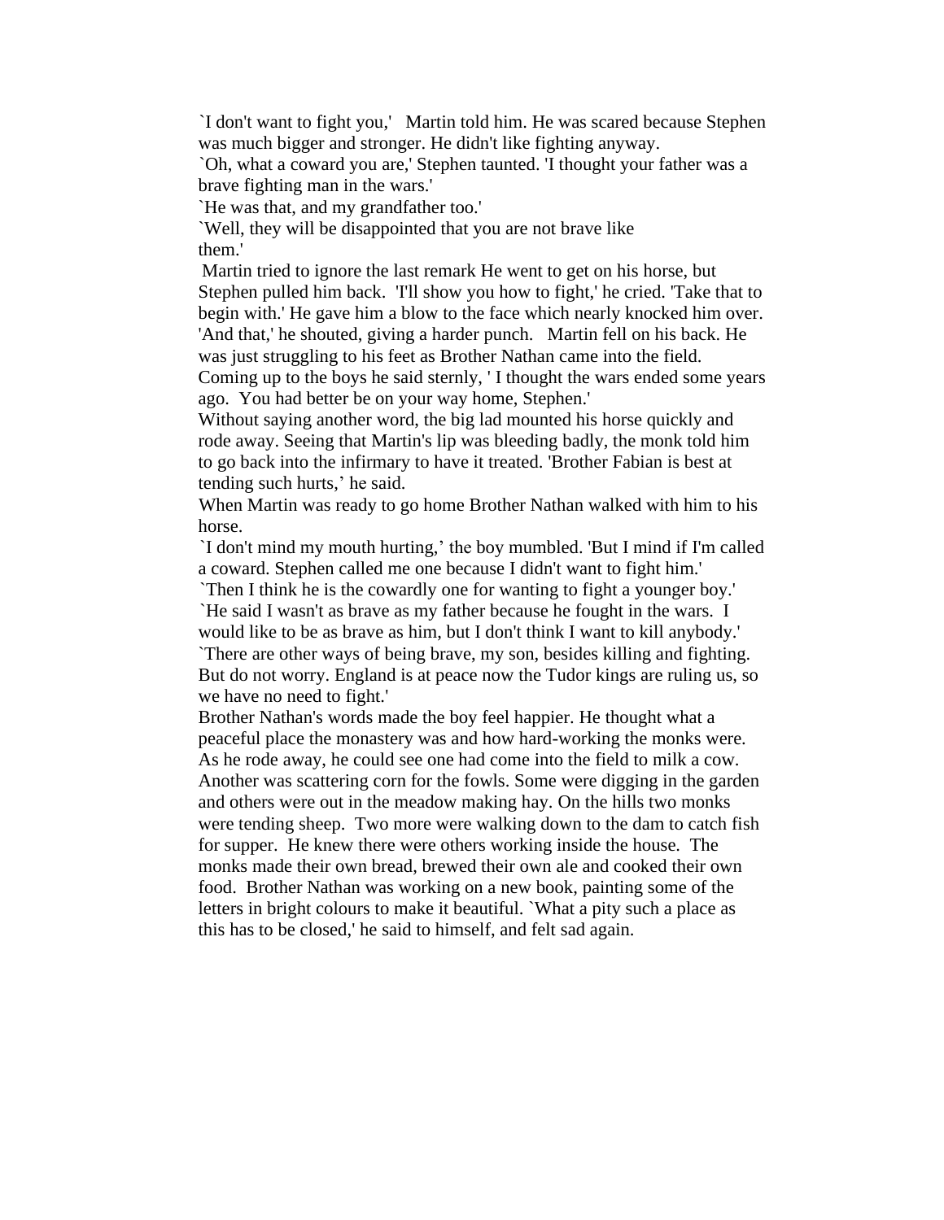`I don't want to fight you,'   Martin told him. He was scared because Stephen was much bigger and stronger. He didn't like fighting anyway.

`Oh, what a coward you are,' Stephen taunted. 'I thought your father was a brave fighting man in the wars.'

`He was that, and my grandfather too.'

`Well, they will be disappointed that you are not brave like them.'

Martin tried to ignore the last remark He went to get on his horse, but Stephen pulled him back.  'I'll show you how to fight,' he cried. 'Take that to begin with.' He gave him a blow to the face which nearly knocked him over. 'And that,' he shouted, giving a harder punch.   Martin fell on his back. He was just struggling to his feet as Brother Nathan came into the field. Coming up to the boys he said sternly, ' I thought the wars ended some years ago.  You had better be on your way home, Stephen.'

Without saying another word, the big lad mounted his horse quickly and rode away. Seeing that Martin's lip was bleeding badly, the monk told him to go back into the infirmary to have it treated. 'Brother Fabian is best at tending such hurts,' he said.

When Martin was ready to go home Brother Nathan walked with him to his horse.

`I don't mind my mouth hurting,' the boy mumbled. 'But I mind if I'm called a coward. Stephen called me one because I didn't want to fight him.'

`Then I think he is the cowardly one for wanting to fight a younger boy.'

`He said I wasn't as brave as my father because he fought in the wars.  I would like to be as brave as him, but I don't think I want to kill anybody.'

`There are other ways of being brave, my son, besides killing and fighting. But do not worry. England is at peace now the Tudor kings are ruling us, so we have no need to fight.'

Brother Nathan's words made the boy feel happier. He thought what a peaceful place the monastery was and how hard-working the monks were. As he rode away, he could see one had come into the field to milk a cow. Another was scattering corn for the fowls. Some were digging in the garden and others were out in the meadow making hay. On the hills two monks were tending sheep.  Two more were walking down to the dam to catch fish for supper.  He knew there were others working inside the house.  The monks made their own bread, brewed their own ale and cooked their own food.  Brother Nathan was working on a new book, painting some of the letters in bright colours to make it beautiful. `What a pity such a place as this has to be closed,' he said to himself, and felt sad again.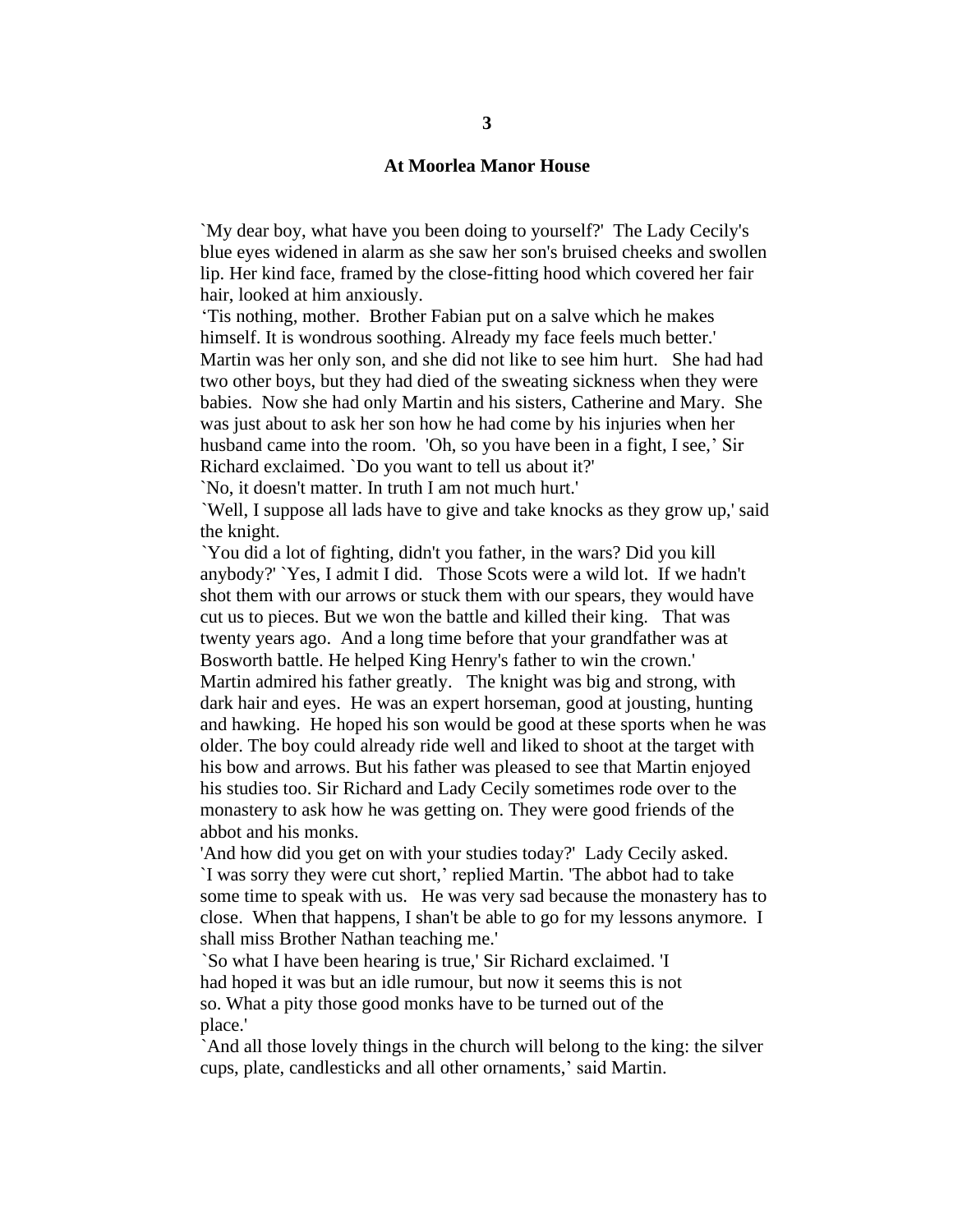## 3

## At Moorlea Manor House

`My dear boy, what have you been doing to yourself?' The Lady Cecily's blue eyes widened in alarm as she saw her son's bruised cheeks and swollen lip. Her kind face, framed by the close-fitting hood which covered her fair hair, looked at him anxiously.

'Tis nothing, mother. Brother Fabian put on a salve which he makes himself. It is wondrous soothing. Already my face feels much better.'

Martin was her only son, and she did not like to see him hurt. She had had two other boys, but they had died of the sweating sickness when they were babies. Now she had only Martin and his sisters, Catherine and Mary. She was just about to ask her son how he had come by his injuries when her husband came into the room. 'Oh, so you have been in a fight, I see,' Sir Richard exclaimed. `Do you want to tell us about it?'

`No, it doesn't matter. In truth I am not much hurt.'

`Well, I suppose all lads have to give and take knocks as they grow up,' said the knight.

`You did a lot of fighting, didn't you father, in the wars? Did you kill anybody?' `Yes, I admit I did. Those Scots were a wild lot. If we hadn't shot them with our arrows or stuck them with our spears, they would have cut us to pieces. But we won the battle and killed their king. That was twenty years ago. And a long time before that your grandfather was at Bosworth battle. He helped King Henry's father to win the crown.'

Martin admired his father greatly. The knight was big and strong, with dark hair and eyes. He was an expert horseman, good at jousting, hunting and hawking. He hoped his son would be good at these sports when he was older. The boy could already ride well and liked to shoot at the target with his bow and arrows. But his father was pleased to see that Martin enjoyed his studies too. Sir Richard and Lady Cecily sometimes rode over to the monastery to ask how he was getting on. They were good friends of the abbot and his monks.

'And how did you get on with your studies today?' Lady Cecily asked.

`I was sorry they were cut short,' replied Martin. 'The abbot had to take some time to speak with us. He was very sad because the monastery has to close. When that happens, I shan't be able to go for my lessons anymore. I shall miss Brother Nathan teaching me.'

`So what I have been hearing is true,' Sir Richard exclaimed. 'I had hoped it was but an idle rumour, but now it seems this is not so. What a pity those good monks have to be turned out of the place.'

`And all those lovely things in the church will belong to the king: the silver cups, plate, candlesticks and all other ornaments,' said Martin.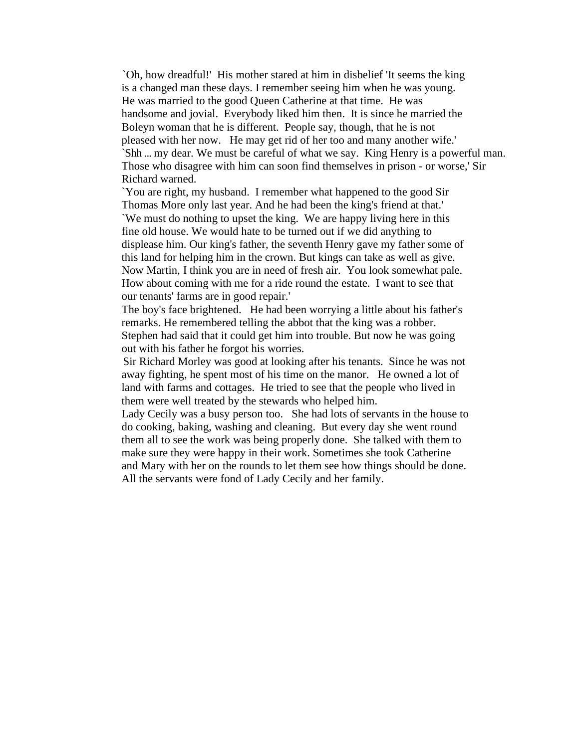`Oh, how dreadful!'  His mother stared at him in disbelief 'It seems the king is a changed man these days. I remember seeing him when he was young. He was married to the good Queen Catherine at that time.  He was handsome and jovial.  Everybody liked him then.  It is since he married the Boleyn woman that he is different.  People say, though, that he is not pleased with her now.   He may get rid of her too and many another wife.'

`Shh ... my dear. We must be careful of what we say.  King Henry is a powerful man. Those who disagree with him can soon find themselves in prison - or worse,' Sir Richard warned.

`You are right, my husband.  I remember what happened to the good Sir Thomas More only last year. And he had been the king's friend at that.'

`We must do nothing to upset the king.  We are happy living here in this fine old house. We would hate to be turned out if we did anything to displease him. Our king's father, the seventh Henry gave my father some of this land for helping him in the crown. But kings can take as well as give. Now Martin, I think you are in need of fresh air.  You look somewhat pale. How about coming with me for a ride round the estate.  I want to see that our tenants' farms are in good repair.'

The boy's face brightened.   He had been worrying a little about his father's remarks. He remembered telling the abbot that the king was a robber. Stephen had said that it could get him into trouble. But now he was going out with his father he forgot his worries.

Sir Richard Morley was good at looking after his tenants.  Since he was not away fighting, he spent most of his time on the manor.   He owned a lot of land with farms and cottages.  He tried to see that the people who lived in them were well treated by the stewards who helped him.

Lady Cecily was a busy person too.   She had lots of servants in the house to do cooking, baking, washing and cleaning.  But every day she went round them all to see the work was being properly done.  She talked with them to make sure they were happy in their work. Sometimes she took Catherine and Mary with her on the rounds to let them see how things should be done. All the servants were fond of Lady Cecily and her family.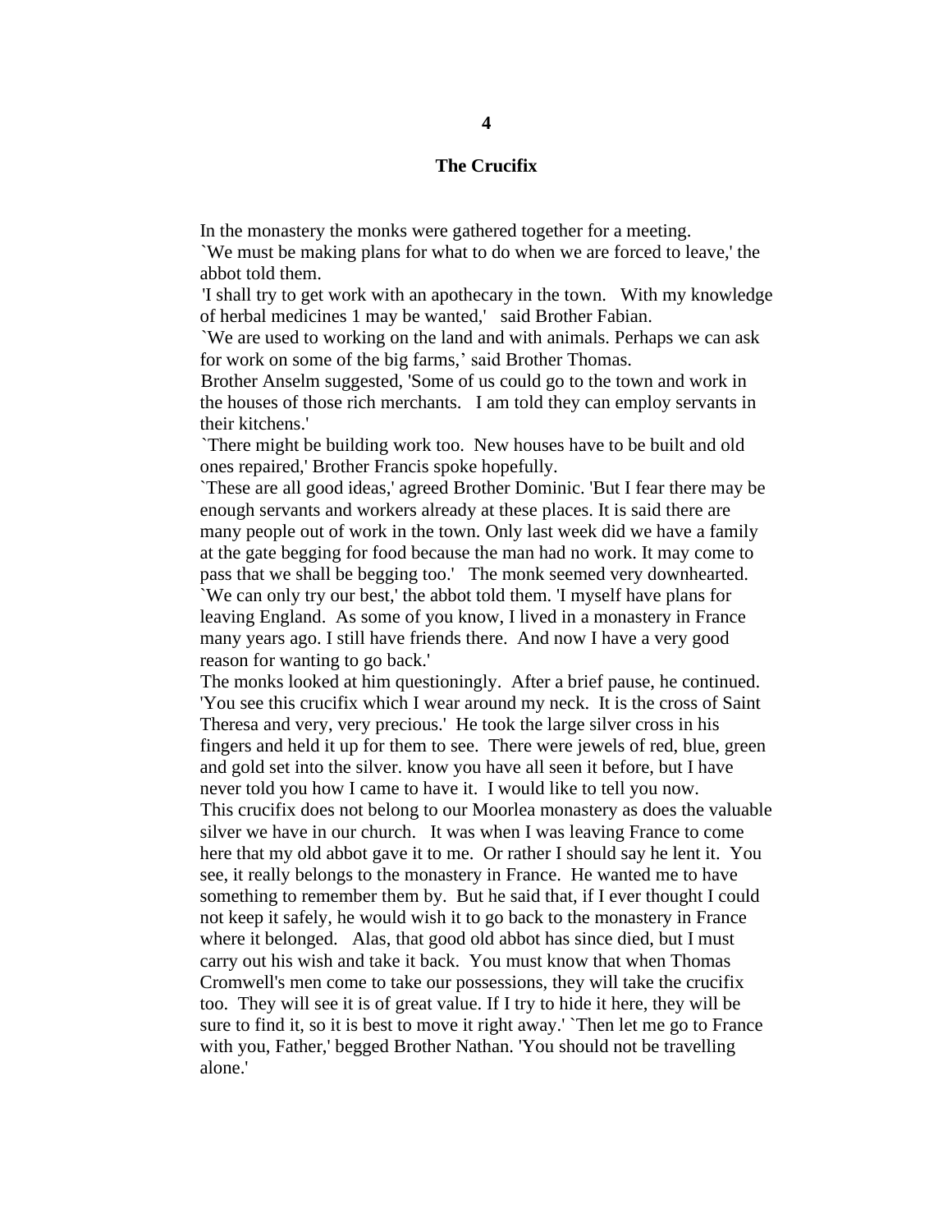# 4

## The Crucifix

In the monastery the monks were gathered together for a meeting.

`We must be making plans for what to do when we are forced to leave,' the abbot told them.

'I shall try to get work with an apothecary in the town. With my knowledge of herbal medicines 1 may be wanted,' said Brother Fabian.

`We are used to working on the land and with animals. Perhaps we can ask for work on some of the big farms,' said Brother Thomas.

Brother Anselm suggested, 'Some of us could go to the town and work in the houses of those rich merchants. I am told they can employ servants in their kitchens.'

`There might be building work too. New houses have to be built and old ones repaired,' Brother Francis spoke hopefully.

`These are all good ideas,' agreed Brother Dominic. 'But I fear there may be enough servants and workers already at these places. It is said there are many people out of work in the town. Only last week did we have a family at the gate begging for food because the man had no work. It may come to pass that we shall be begging too.' The monk seemed very downhearted.

`We can only try our best,' the abbot told them. 'I myself have plans for leaving England. As some of you know, I lived in a monastery in France many years ago. I still have friends there. And now I have a very good reason for wanting to go back.'

The monks looked at him questioningly. After a brief pause, he continued. 'You see this crucifix which I wear around my neck. It is the cross of Saint Theresa and very, very precious.' He took the large silver cross in his fingers and held it up for them to see. There were jewels of red, blue, green and gold set into the silver. know you have all seen it before, but I have never told you how I came to have it. I would like to tell you now.

This crucifix does not belong to our Moorlea monastery as does the valuable silver we have in our church. It was when I was leaving France to come here that my old abbot gave it to me. Or rather I should say he lent it. You see, it really belongs to the monastery in France. He wanted me to have something to remember them by. But he said that, if I ever thought I could not keep it safely, he would wish it to go back to the monastery in France where it belonged. Alas, that good old abbot has since died, but I must carry out his wish and take it back. You must know that when Thomas Cromwell's men come to take our possessions, they will take the crucifix too. They will see it is of great value. If I try to hide it here, they will be sure to find it, so it is best to move it right away.' `Then let me go to France with you, Father,' begged Brother Nathan. 'You should not be travelling alone.'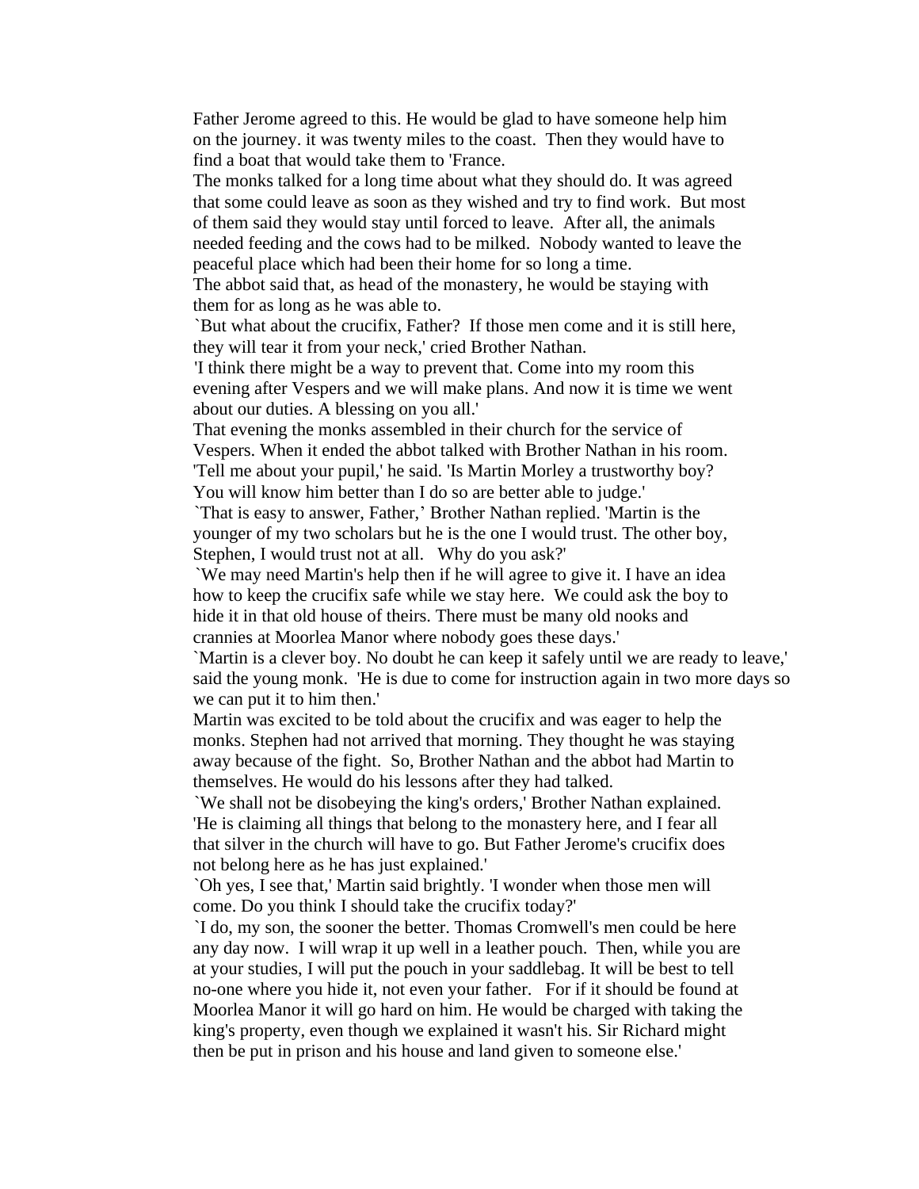Father Jerome agreed to this. He would be glad to have someone help him on the journey. it was twenty miles to the coast. Then they would have to find a boat that would take them to 'France.

The monks talked for a long time about what they should do. It was agreed that some could leave as soon as they wished and try to find work. But most of them said they would stay until forced to leave. After all, the animals needed feeding and the cows had to be milked. Nobody wanted to leave the peaceful place which had been their home for so long a time.

The abbot said that, as head of the monastery, he would be staying with them for as long as he was able to.

`But what about the crucifix, Father? If those men come and it is still here, they will tear it from your neck,' cried Brother Nathan.

'I think there might be a way to prevent that. Come into my room this evening after Vespers and we will make plans. And now it is time we went about our duties. A blessing on you all.'

That evening the monks assembled in their church for the service of Vespers. When it ended the abbot talked with Brother Nathan in his room.

'Tell me about your pupil,' he said. 'Is Martin Morley a trustworthy boy? You will know him better than I do so are better able to judge.'

`That is easy to answer, Father,' Brother Nathan replied. 'Martin is the younger of my two scholars but he is the one I would trust. The other boy, Stephen, I would trust not at all. Why do you ask?'

`We may need Martin's help then if he will agree to give it. I have an idea how to keep the crucifix safe while we stay here. We could ask the boy to hide it in that old house of theirs. There must be many old nooks and crannies at Moorlea Manor where nobody goes these days.'

`Martin is a clever boy. No doubt he can keep it safely until we are ready to leave,' said the young monk. 'He is due to come for instruction again in two more days so we can put it to him then.'

Martin was excited to be told about the crucifix and was eager to help the monks. Stephen had not arrived that morning. They thought he was staying away because of the fight. So, Brother Nathan and the abbot had Martin to themselves. He would do his lessons after they had talked.

`We shall not be disobeying the king's orders,' Brother Nathan explained. 'He is claiming all things that belong to the monastery here, and I fear all that silver in the church will have to go. But Father Jerome's crucifix does not belong here as he has just explained.'

`Oh yes, I see that,' Martin said brightly. 'I wonder when those men will come. Do you think I should take the crucifix today?'

`I do, my son, the sooner the better. Thomas Cromwell's men could be here any day now. I will wrap it up well in a leather pouch. Then, while you are at your studies, I will put the pouch in your saddlebag. It will be best to tell no-one where you hide it, not even your father. For if it should be found at Moorlea Manor it will go hard on him. He would be charged with taking the king's property, even though we explained it wasn't his. Sir Richard might then be put in prison and his house and land given to someone else.'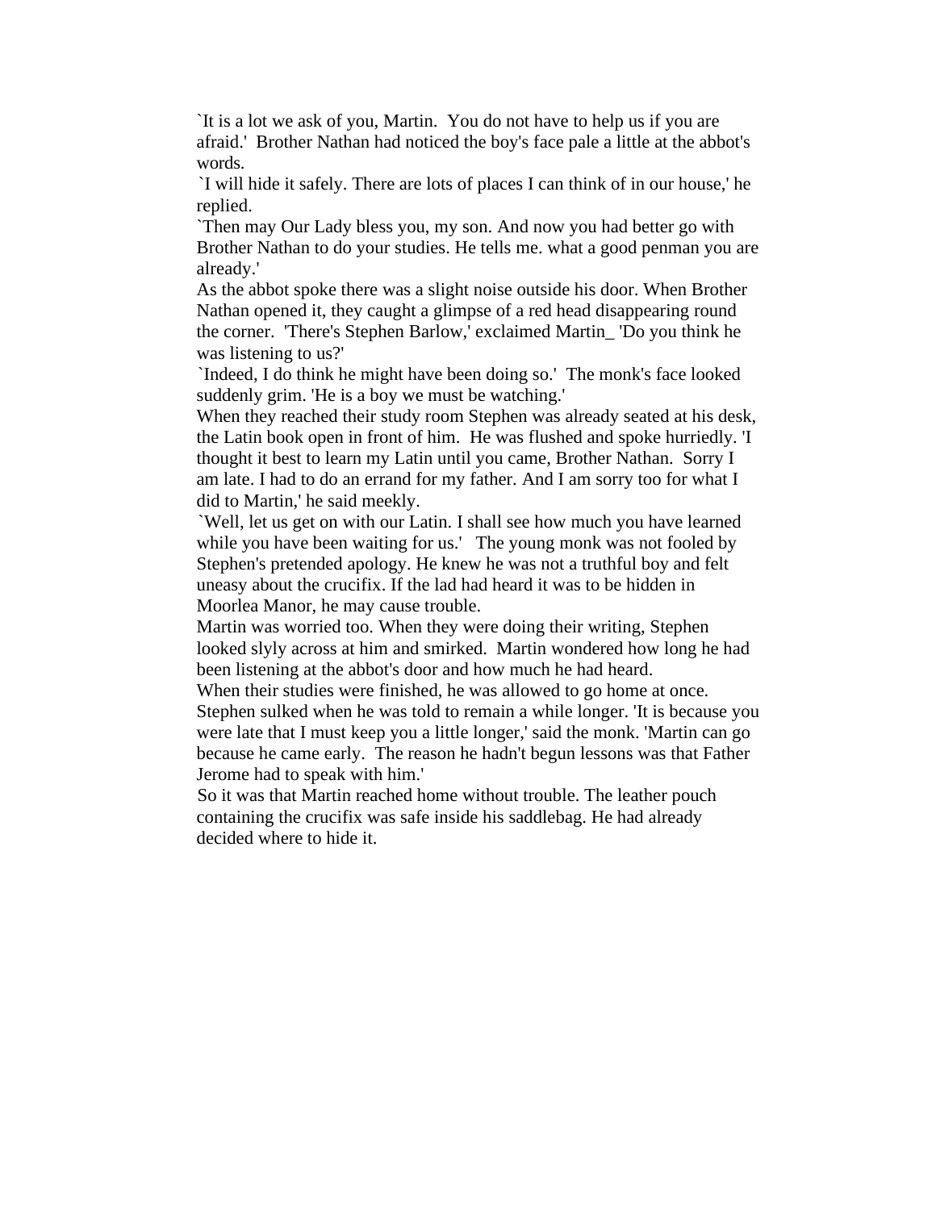`It is a lot we ask of you, Martin.  You do not have to help us if you are afraid.'  Brother Nathan had noticed the boy's face pale a little at the abbot's words.

`I will hide it safely. There are lots of places I can think of in our house,' he replied.

`Then may Our Lady bless you, my son. And now you had better go with Brother Nathan to do your studies. He tells me. what a good penman you are already.'

As the abbot spoke there was a slight noise outside his door. When Brother Nathan opened it, they caught a glimpse of a red head disappearing round the corner.  'There's Stephen Barlow,' exclaimed Martin_ 'Do you think he was listening to us?'

`Indeed, I do think he might have been doing so.'  The monk's face looked suddenly grim. 'He is a boy we must be watching.'

When they reached their study room Stephen was already seated at his desk, the Latin book open in front of him.  He was flushed and spoke hurriedly. 'I thought it best to learn my Latin until you came, Brother Nathan.  Sorry I am late. I had to do an errand for my father. And I am sorry too for what I did to Martin,' he said meekly.

`Well, let us get on with our Latin. I shall see how much you have learned while you have been waiting for us.'   The young monk was not fooled by Stephen's pretended apology. He knew he was not a truthful boy and felt uneasy about the crucifix. If the lad had heard it was to be hidden in Moorlea Manor, he may cause trouble.

Martin was worried too. When they were doing their writing, Stephen looked slyly across at him and smirked.  Martin wondered how long he had been listening at the abbot's door and how much he had heard.

When their studies were finished, he was allowed to go home at once. Stephen sulked when he was told to remain a while longer. 'It is because you were late that I must keep you a little longer,' said the monk. 'Martin can go because he came early.  The reason he hadn't begun lessons was that Father Jerome had to speak with him.'

So it was that Martin reached home without trouble. The leather pouch containing the crucifix was safe inside his saddlebag. He had already decided where to hide it.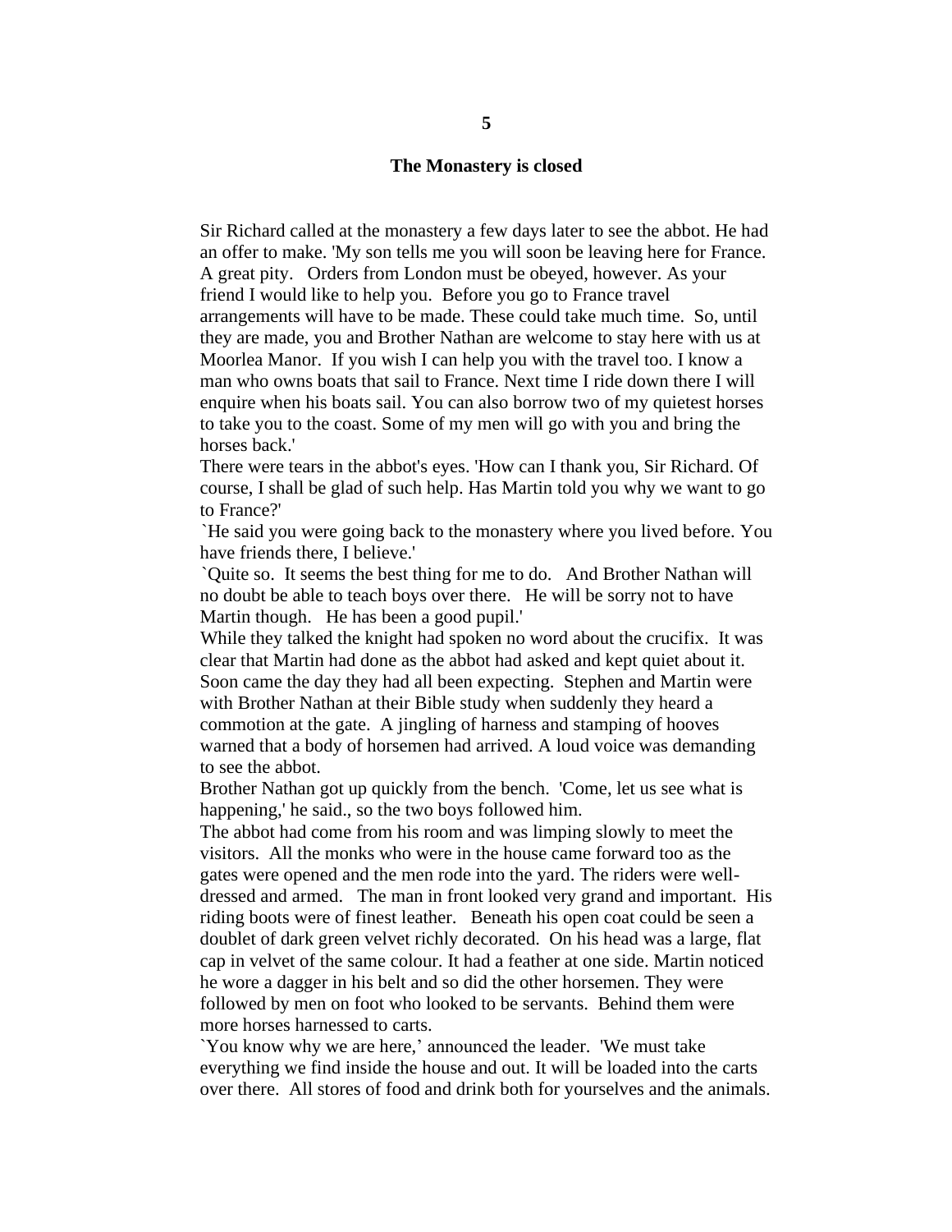# 5

## The Monastery is closed

Sir Richard called at the monastery a few days later to see the abbot. He had an offer to make. 'My son tells me you will soon be leaving here for France. A great pity. Orders from London must be obeyed, however. As your friend I would like to help you. Before you go to France travel arrangements will have to be made. These could take much time. So, until they are made, you and Brother Nathan are welcome to stay here with us at Moorlea Manor. If you wish I can help you with the travel too. I know a man who owns boats that sail to France. Next time I ride down there I will enquire when his boats sail. You can also borrow two of my quietest horses to take you to the coast. Some of my men will go with you and bring the horses back.'

There were tears in the abbot's eyes. 'How can I thank you, Sir Richard. Of course, I shall be glad of such help. Has Martin told you why we want to go to France?'

`He said you were going back to the monastery where you lived before. You have friends there, I believe.'

`Quite so. It seems the best thing for me to do. And Brother Nathan will no doubt be able to teach boys over there. He will be sorry not to have Martin though. He has been a good pupil.'

While they talked the knight had spoken no word about the crucifix. It was clear that Martin had done as the abbot had asked and kept quiet about it.

Soon came the day they had all been expecting. Stephen and Martin were with Brother Nathan at their Bible study when suddenly they heard a commotion at the gate. A jingling of harness and stamping of hooves warned that a body of horsemen had arrived. A loud voice was demanding to see the abbot.

Brother Nathan got up quickly from the bench. 'Come, let us see what is happening,' he said., so the two boys followed him.

The abbot had come from his room and was limping slowly to meet the visitors. All the monks who were in the house came forward too as the gates were opened and the men rode into the yard. The riders were well-dressed and armed. The man in front looked very grand and important. His riding boots were of finest leather. Beneath his open coat could be seen a doublet of dark green velvet richly decorated. On his head was a large, flat cap in velvet of the same colour. It had a feather at one side. Martin noticed he wore a dagger in his belt and so did the other horsemen. They were followed by men on foot who looked to be servants. Behind them were more horses harnessed to carts.

`You know why we are here,' announced the leader. 'We must take everything we find inside the house and out. It will be loaded into the carts over there. All stores of food and drink both for yourselves and the animals.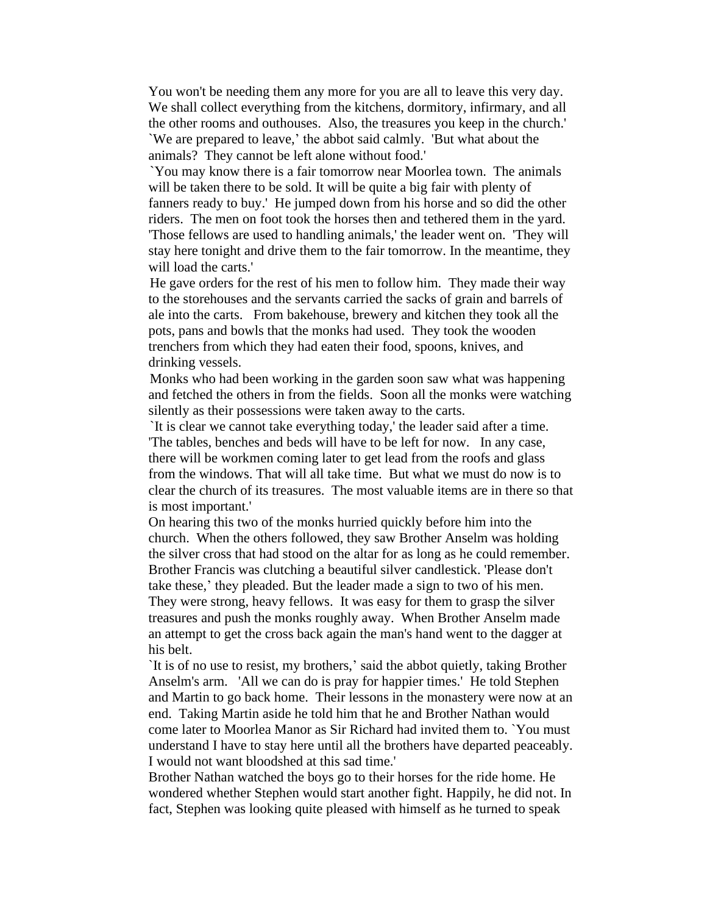You won't be needing them any more for you are all to leave this very day. We shall collect everything from the kitchens, dormitory, infirmary, and all the other rooms and outhouses. Also, the treasures you keep in the church.'

`We are prepared to leave,' the abbot said calmly. 'But what about the animals? They cannot be left alone without food.'

`You may know there is a fair tomorrow near Moorlea town. The animals will be taken there to be sold. It will be quite a big fair with plenty of fanners ready to buy.' He jumped down from his horse and so did the other riders. The men on foot took the horses then and tethered them in the yard. 'Those fellows are used to handling animals,' the leader went on. 'They will stay here tonight and drive them to the fair tomorrow. In the meantime, they will load the carts.'

He gave orders for the rest of his men to follow him. They made their way to the storehouses and the servants carried the sacks of grain and barrels of ale into the carts. From bakehouse, brewery and kitchen they took all the pots, pans and bowls that the monks had used. They took the wooden trenchers from which they had eaten their food, spoons, knives, and drinking vessels.

Monks who had been working in the garden soon saw what was happening and fetched the others in from the fields. Soon all the monks were watching silently as their possessions were taken away to the carts.

`It is clear we cannot take everything today,' the leader said after a time. 'The tables, benches and beds will have to be left for now. In any case, there will be workmen coming later to get lead from the roofs and glass from the windows. That will all take time. But what we must do now is to clear the church of its treasures. The most valuable items are in there so that is most important.'

On hearing this two of the monks hurried quickly before him into the church. When the others followed, they saw Brother Anselm was holding the silver cross that had stood on the altar for as long as he could remember. Brother Francis was clutching a beautiful silver candlestick. 'Please don't take these,' they pleaded. But the leader made a sign to two of his men. They were strong, heavy fellows. It was easy for them to grasp the silver treasures and push the monks roughly away. When Brother Anselm made an attempt to get the cross back again the man's hand went to the dagger at his belt.

`It is of no use to resist, my brothers,' said the abbot quietly, taking Brother Anselm's arm. 'All we can do is pray for happier times.' He told Stephen and Martin to go back home. Their lessons in the monastery were now at an end. Taking Martin aside he told him that he and Brother Nathan would come later to Moorlea Manor as Sir Richard had invited them to. `You must understand I have to stay here until all the brothers have departed peaceably. I would not want bloodshed at this sad time.'

Brother Nathan watched the boys go to their horses for the ride home. He wondered whether Stephen would start another fight. Happily, he did not. In fact, Stephen was looking quite pleased with himself as he turned to speak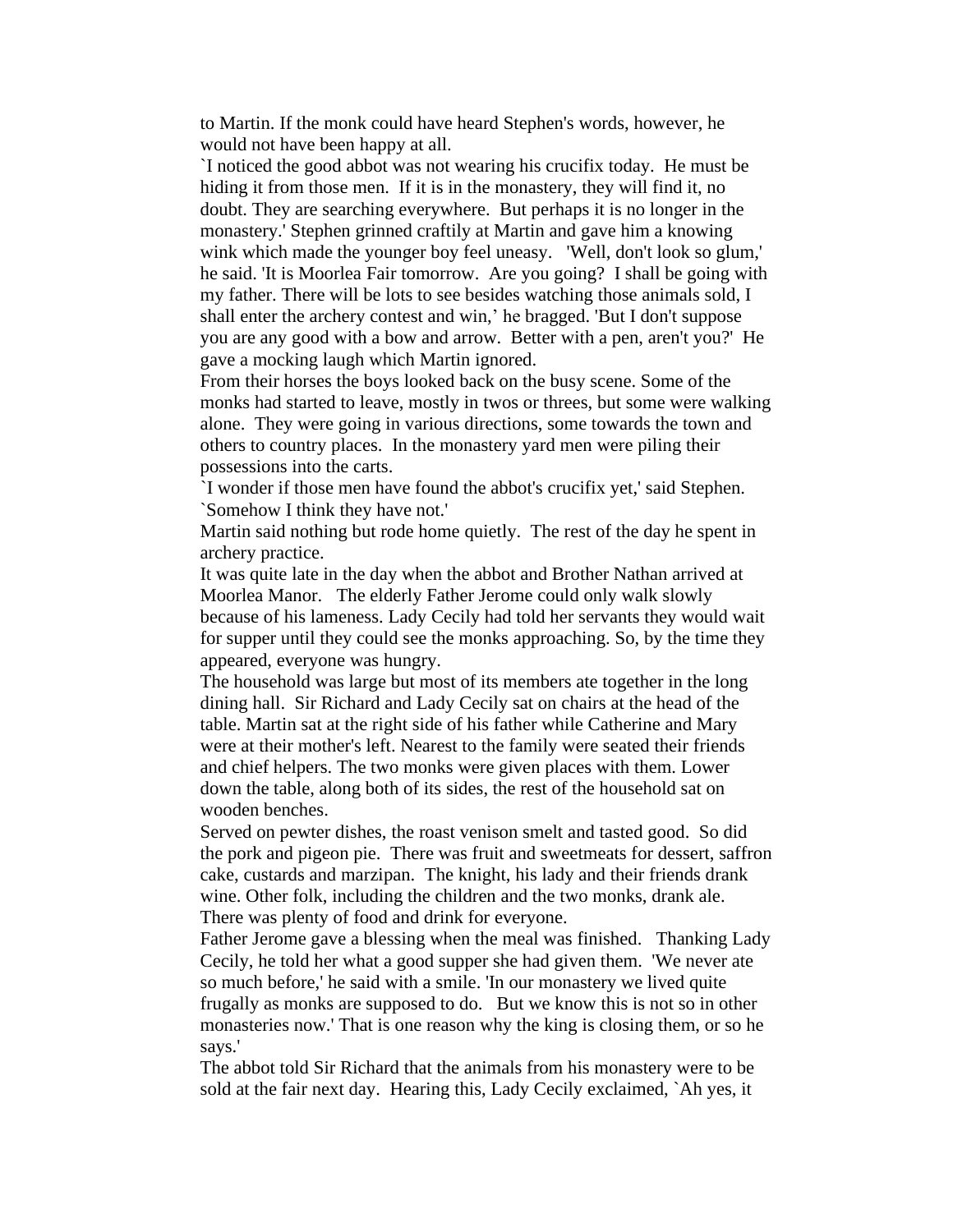to Martin. If the monk could have heard Stephen's words, however, he would not have been happy at all.

`I noticed the good abbot was not wearing his crucifix today. He must be hiding it from those men. If it is in the monastery, they will find it, no doubt. They are searching everywhere. But perhaps it is no longer in the monastery.' Stephen grinned craftily at Martin and gave him a knowing wink which made the younger boy feel uneasy. 'Well, don't look so glum,' he said. 'It is Moorlea Fair tomorrow. Are you going? I shall be going with my father. There will be lots to see besides watching those animals sold, I shall enter the archery contest and win,' he bragged. 'But I don't suppose you are any good with a bow and arrow. Better with a pen, aren't you?' He gave a mocking laugh which Martin ignored.

From their horses the boys looked back on the busy scene. Some of the monks had started to leave, mostly in twos or threes, but some were walking alone. They were going in various directions, some towards the town and others to country places. In the monastery yard men were piling their possessions into the carts.

`I wonder if those men have found the abbot's crucifix yet,' said Stephen. `Somehow I think they have not.'

Martin said nothing but rode home quietly. The rest of the day he spent in archery practice.

It was quite late in the day when the abbot and Brother Nathan arrived at Moorlea Manor. The elderly Father Jerome could only walk slowly because of his lameness. Lady Cecily had told her servants they would wait for supper until they could see the monks approaching. So, by the time they appeared, everyone was hungry.

The household was large but most of its members ate together in the long dining hall. Sir Richard and Lady Cecily sat on chairs at the head of the table. Martin sat at the right side of his father while Catherine and Mary were at their mother's left. Nearest to the family were seated their friends and chief helpers. The two monks were given places with them. Lower down the table, along both of its sides, the rest of the household sat on wooden benches.

Served on pewter dishes, the roast venison smelt and tasted good. So did the pork and pigeon pie. There was fruit and sweetmeats for dessert, saffron cake, custards and marzipan. The knight, his lady and their friends drank wine. Other folk, including the children and the two monks, drank ale. There was plenty of food and drink for everyone.

Father Jerome gave a blessing when the meal was finished. Thanking Lady Cecily, he told her what a good supper she had given them. 'We never ate so much before,' he said with a smile. 'In our monastery we lived quite frugally as monks are supposed to do. But we know this is not so in other monasteries now.' That is one reason why the king is closing them, or so he says.'

The abbot told Sir Richard that the animals from his monastery were to be sold at the fair next day. Hearing this, Lady Cecily exclaimed, `Ah yes, it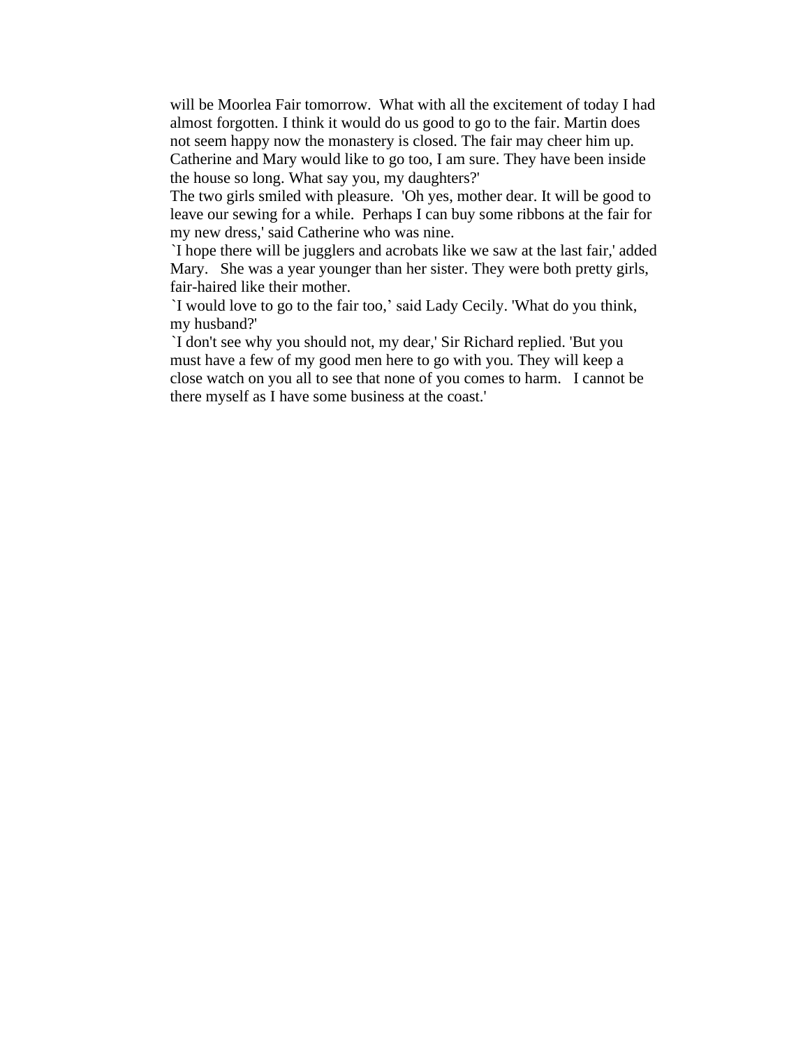will be Moorlea Fair tomorrow.  What with all the excitement of today I had almost forgotten. I think it would do us good to go to the fair. Martin does not seem happy now the monastery is closed. The fair may cheer him up. Catherine and Mary would like to go too, I am sure. They have been inside the house so long. What say you, my daughters?'

The two girls smiled with pleasure.  'Oh yes, mother dear. It will be good to leave our sewing for a while.  Perhaps I can buy some ribbons at the fair for my new dress,' said Catherine who was nine.

`I hope there will be jugglers and acrobats like we saw at the last fair,' added Mary.   She was a year younger than her sister. They were both pretty girls, fair-haired like their mother.

`I would love to go to the fair too,' said Lady Cecily. 'What do you think, my husband?'

`I don't see why you should not, my dear,' Sir Richard replied. 'But you must have a few of my good men here to go with you. They will keep a close watch on you all to see that none of you comes to harm.   I cannot be there myself as I have some business at the coast.'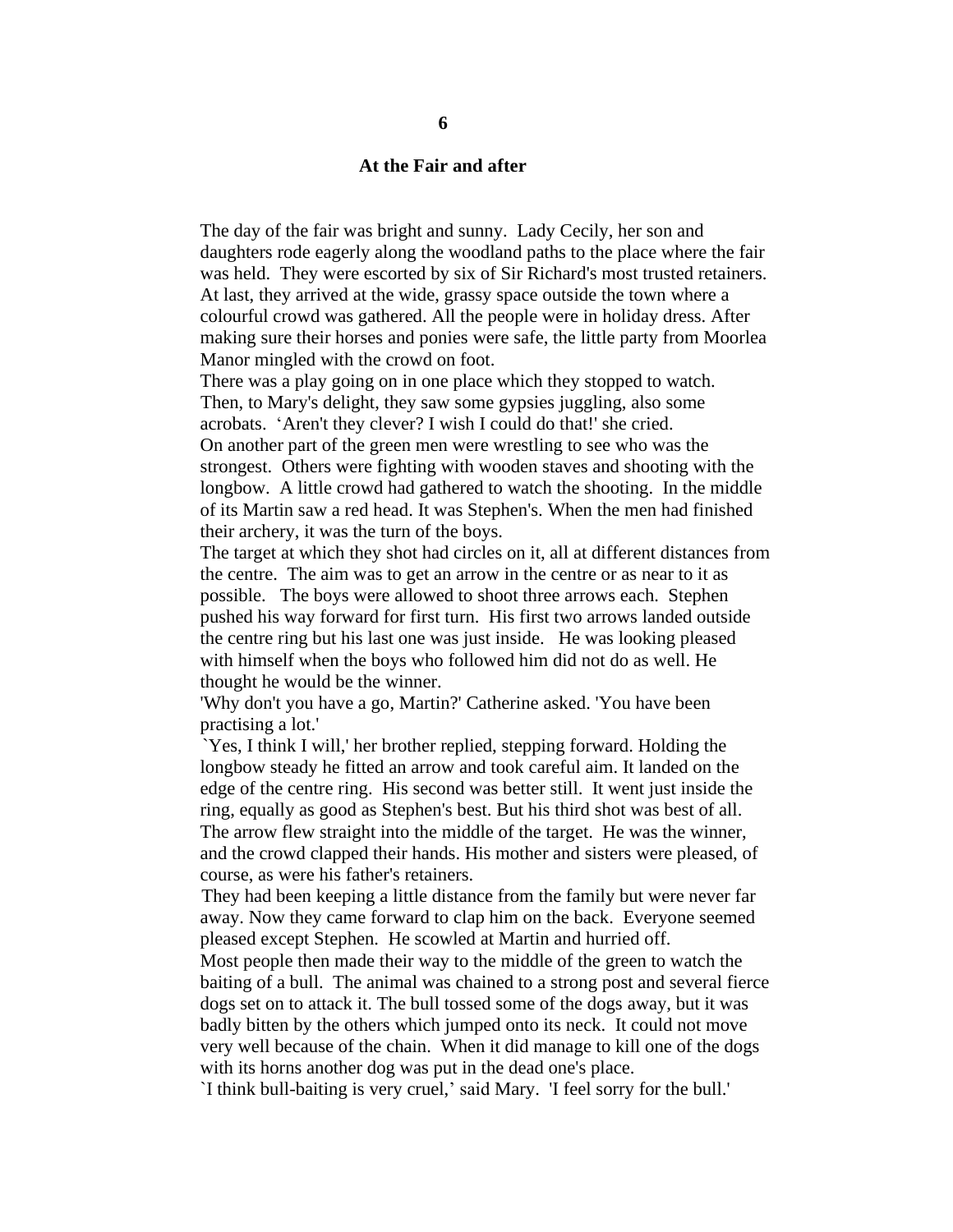# 6

## At the Fair and after

The day of the fair was bright and sunny. Lady Cecily, her son and daughters rode eagerly along the woodland paths to the place where the fair was held. They were escorted by six of Sir Richard's most trusted retainers. At last, they arrived at the wide, grassy space outside the town where a colourful crowd was gathered. All the people were in holiday dress. After making sure their horses and ponies were safe, the little party from Moorlea Manor mingled with the crowd on foot.

There was a play going on in one place which they stopped to watch. Then, to Mary's delight, they saw some gypsies juggling, also some acrobats. 'Aren't they clever? I wish I could do that!' she cried.

On another part of the green men were wrestling to see who was the strongest. Others were fighting with wooden staves and shooting with the longbow. A little crowd had gathered to watch the shooting. In the middle of its Martin saw a red head. It was Stephen's. When the men had finished their archery, it was the turn of the boys.

The target at which they shot had circles on it, all at different distances from the centre. The aim was to get an arrow in the centre or as near to it as possible. The boys were allowed to shoot three arrows each. Stephen pushed his way forward for first turn. His first two arrows landed outside the centre ring but his last one was just inside. He was looking pleased with himself when the boys who followed him did not do as well. He thought he would be the winner.

'Why don't you have a go, Martin?' Catherine asked. 'You have been practising a lot.'

`Yes, I think I will,' her brother replied, stepping forward. Holding the longbow steady he fitted an arrow and took careful aim. It landed on the edge of the centre ring. His second was better still. It went just inside the ring, equally as good as Stephen's best. But his third shot was best of all. The arrow flew straight into the middle of the target. He was the winner, and the crowd clapped their hands. His mother and sisters were pleased, of course, as were his father's retainers.

They had been keeping a little distance from the family but were never far away. Now they came forward to clap him on the back. Everyone seemed pleased except Stephen. He scowled at Martin and hurried off.

Most people then made their way to the middle of the green to watch the baiting of a bull. The animal was chained to a strong post and several fierce dogs set on to attack it. The bull tossed some of the dogs away, but it was badly bitten by the others which jumped onto its neck. It could not move very well because of the chain. When it did manage to kill one of the dogs with its horns another dog was put in the dead one's place.

`I think bull-baiting is very cruel,' said Mary. 'I feel sorry for the bull.'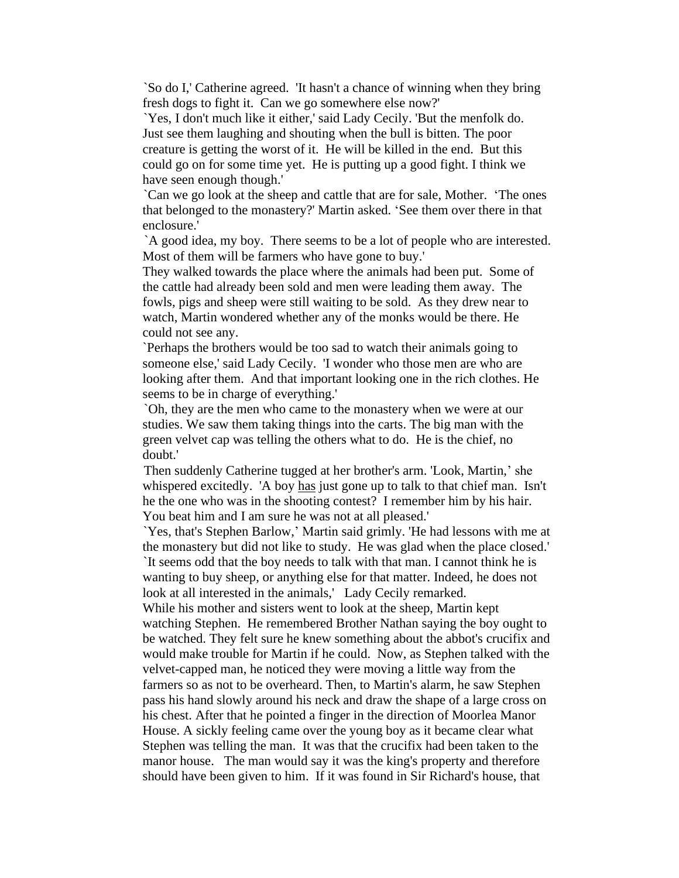`So do I,' Catherine agreed. 'It hasn't a chance of winning when they bring fresh dogs to fight it. Can we go somewhere else now?'

`Yes, I don't much like it either,' said Lady Cecily. 'But the menfolk do. Just see them laughing and shouting when the bull is bitten. The poor creature is getting the worst of it. He will be killed in the end. But this could go on for some time yet. He is putting up a good fight. I think we have seen enough though.'

`Can we go look at the sheep and cattle that are for sale, Mother. 'The ones that belonged to the monastery?' Martin asked. 'See them over there in that enclosure.'

`A good idea, my boy. There seems to be a lot of people who are interested. Most of them will be farmers who have gone to buy.'

They walked towards the place where the animals had been put. Some of the cattle had already been sold and men were leading them away. The fowls, pigs and sheep were still waiting to be sold. As they drew near to watch, Martin wondered whether any of the monks would be there. He could not see any.

`Perhaps the brothers would be too sad to watch their animals going to someone else,' said Lady Cecily. 'I wonder who those men are who are looking after them. And that important looking one in the rich clothes. He seems to be in charge of everything.'

`Oh, they are the men who came to the monastery when we were at our studies. We saw them taking things into the carts. The big man with the green velvet cap was telling the others what to do. He is the chief, no doubt.'

Then suddenly Catherine tugged at her brother's arm. 'Look, Martin,' she whispered excitedly. 'A boy <u>has</u> just gone up to talk to that chief man. Isn't he the one who was in the shooting contest? I remember him by his hair. You beat him and I am sure he was not at all pleased.'

`Yes, that's Stephen Barlow,' Martin said grimly. 'He had lessons with me at the monastery but did not like to study. He was glad when the place closed.'

`It seems odd that the boy needs to talk with that man. I cannot think he is wanting to buy sheep, or anything else for that matter. Indeed, he does not look at all interested in the animals,' Lady Cecily remarked.

While his mother and sisters went to look at the sheep, Martin kept watching Stephen. He remembered Brother Nathan saying the boy ought to be watched. They felt sure he knew something about the abbot's crucifix and would make trouble for Martin if he could. Now, as Stephen talked with the velvet-capped man, he noticed they were moving a little way from the farmers so as not to be overheard. Then, to Martin's alarm, he saw Stephen pass his hand slowly around his neck and draw the shape of a large cross on his chest. After that he pointed a finger in the direction of Moorlea Manor House. A sickly feeling came over the young boy as it became clear what Stephen was telling the man. It was that the crucifix had been taken to the manor house. The man would say it was the king's property and therefore should have been given to him. If it was found in Sir Richard's house, that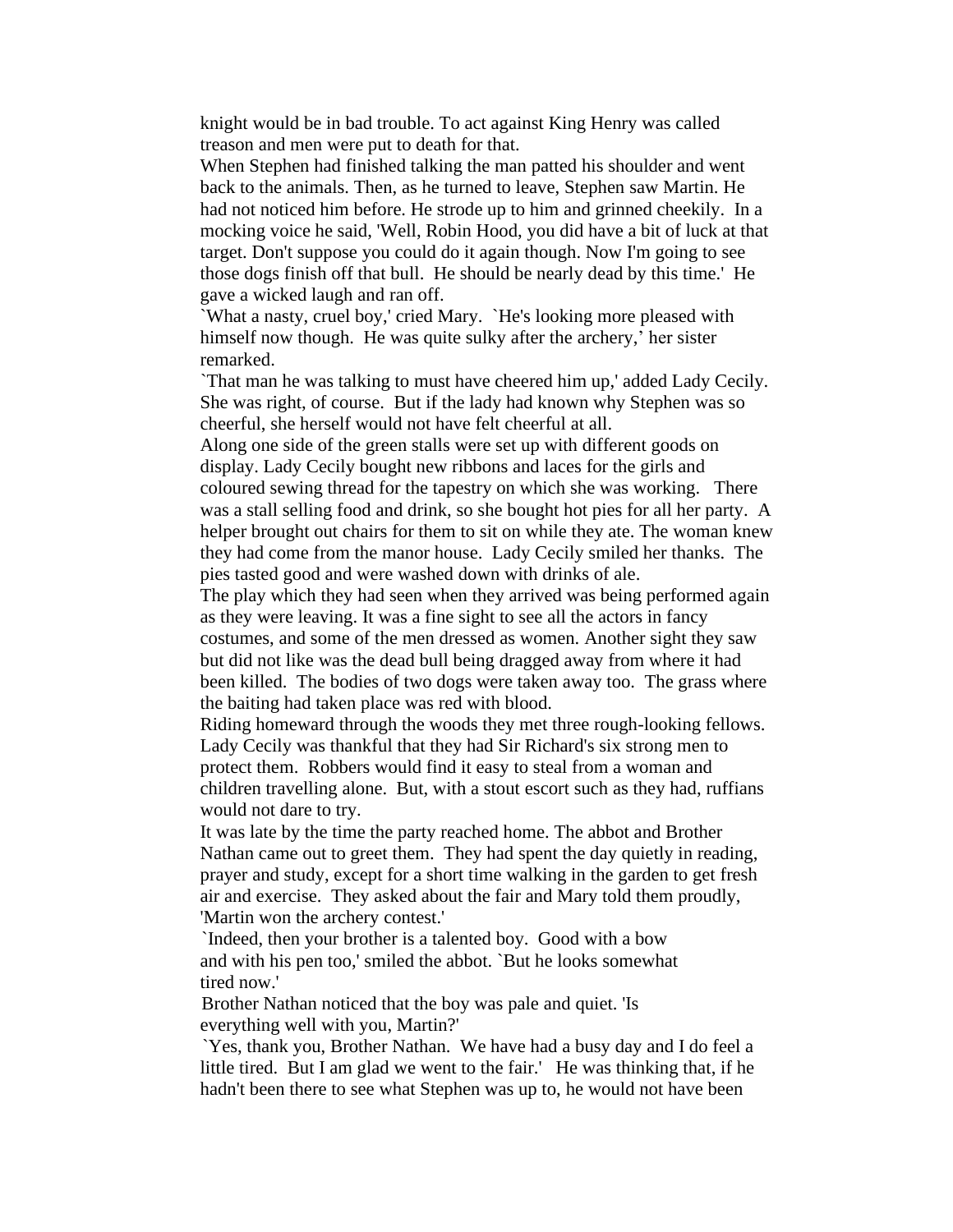knight would be in bad trouble. To act against King Henry was called treason and men were put to death for that.

When Stephen had finished talking the man patted his shoulder and went back to the animals. Then, as he turned to leave, Stephen saw Martin. He had not noticed him before. He strode up to him and grinned cheekily. In a mocking voice he said, 'Well, Robin Hood, you did have a bit of luck at that target. Don't suppose you could do it again though. Now I'm going to see those dogs finish off that bull. He should be nearly dead by this time.' He gave a wicked laugh and ran off.

`What a nasty, cruel boy,' cried Mary. `He's looking more pleased with himself now though. He was quite sulky after the archery,' her sister remarked.

`That man he was talking to must have cheered him up,' added Lady Cecily. She was right, of course. But if the lady had known why Stephen was so cheerful, she herself would not have felt cheerful at all.

Along one side of the green stalls were set up with different goods on display. Lady Cecily bought new ribbons and laces for the girls and coloured sewing thread for the tapestry on which she was working. There was a stall selling food and drink, so she bought hot pies for all her party. A helper brought out chairs for them to sit on while they ate. The woman knew they had come from the manor house. Lady Cecily smiled her thanks. The pies tasted good and were washed down with drinks of ale.

The play which they had seen when they arrived was being performed again as they were leaving. It was a fine sight to see all the actors in fancy costumes, and some of the men dressed as women. Another sight they saw but did not like was the dead bull being dragged away from where it had been killed. The bodies of two dogs were taken away too. The grass where the baiting had taken place was red with blood.

Riding homeward through the woods they met three rough-looking fellows. Lady Cecily was thankful that they had Sir Richard's six strong men to protect them. Robbers would find it easy to steal from a woman and children travelling alone. But, with a stout escort such as they had, ruffians would not dare to try.

It was late by the time the party reached home. The abbot and Brother Nathan came out to greet them. They had spent the day quietly in reading, prayer and study, except for a short time walking in the garden to get fresh air and exercise. They asked about the fair and Mary told them proudly, 'Martin won the archery contest.'

`Indeed, then your brother is a talented boy. Good with a bow and with his pen too,' smiled the abbot. `But he looks somewhat tired now.'

Brother Nathan noticed that the boy was pale and quiet. 'Is everything well with you, Martin?'

`Yes, thank you, Brother Nathan. We have had a busy day and I do feel a little tired. But I am glad we went to the fair.' He was thinking that, if he hadn't been there to see what Stephen was up to, he would not have been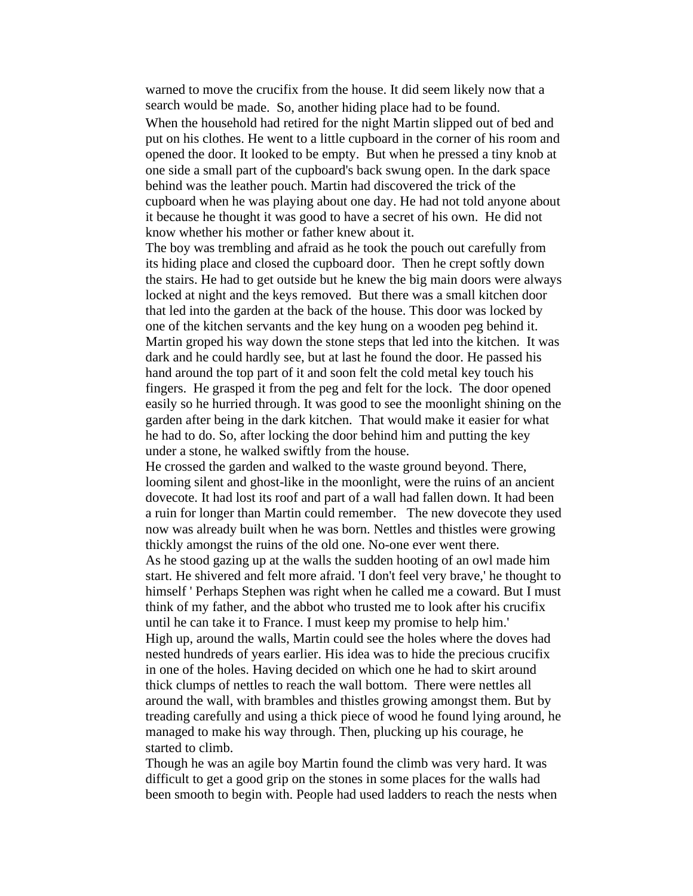warned to move the crucifix from the house. It did seem likely now that a search would be made. So, another hiding place had to be found.

When the household had retired for the night Martin slipped out of bed and put on his clothes. He went to a little cupboard in the corner of his room and opened the door. It looked to be empty. But when he pressed a tiny knob at one side a small part of the cupboard's back swung open. In the dark space behind was the leather pouch. Martin had discovered the trick of the cupboard when he was playing about one day. He had not told anyone about it because he thought it was good to have a secret of his own. He did not know whether his mother or father knew about it.

The boy was trembling and afraid as he took the pouch out carefully from its hiding place and closed the cupboard door. Then he crept softly down the stairs. He had to get outside but he knew the big main doors were always locked at night and the keys removed. But there was a small kitchen door that led into the garden at the back of the house. This door was locked by one of the kitchen servants and the key hung on a wooden peg behind it. Martin groped his way down the stone steps that led into the kitchen. It was dark and he could hardly see, but at last he found the door. He passed his hand around the top part of it and soon felt the cold metal key touch his fingers. He grasped it from the peg and felt for the lock. The door opened easily so he hurried through. It was good to see the moonlight shining on the garden after being in the dark kitchen. That would make it easier for what he had to do. So, after locking the door behind him and putting the key under a stone, he walked swiftly from the house.

He crossed the garden and walked to the waste ground beyond. There, looming silent and ghost-like in the moonlight, were the ruins of an ancient dovecote. It had lost its roof and part of a wall had fallen down. It had been a ruin for longer than Martin could remember. The new dovecote they used now was already built when he was born. Nettles and thistles were growing thickly amongst the ruins of the old one. No-one ever went there.

As he stood gazing up at the walls the sudden hooting of an owl made him start. He shivered and felt more afraid. 'I don't feel very brave,' he thought to himself ' Perhaps Stephen was right when he called me a coward. But I must think of my father, and the abbot who trusted me to look after his crucifix until he can take it to France. I must keep my promise to help him.'

High up, around the walls, Martin could see the holes where the doves had nested hundreds of years earlier. His idea was to hide the precious crucifix in one of the holes. Having decided on which one he had to skirt around thick clumps of nettles to reach the wall bottom. There were nettles all around the wall, with brambles and thistles growing amongst them. But by treading carefully and using a thick piece of wood he found lying around, he managed to make his way through. Then, plucking up his courage, he started to climb.

Though he was an agile boy Martin found the climb was very hard. It was difficult to get a good grip on the stones in some places for the walls had been smooth to begin with. People had used ladders to reach the nests when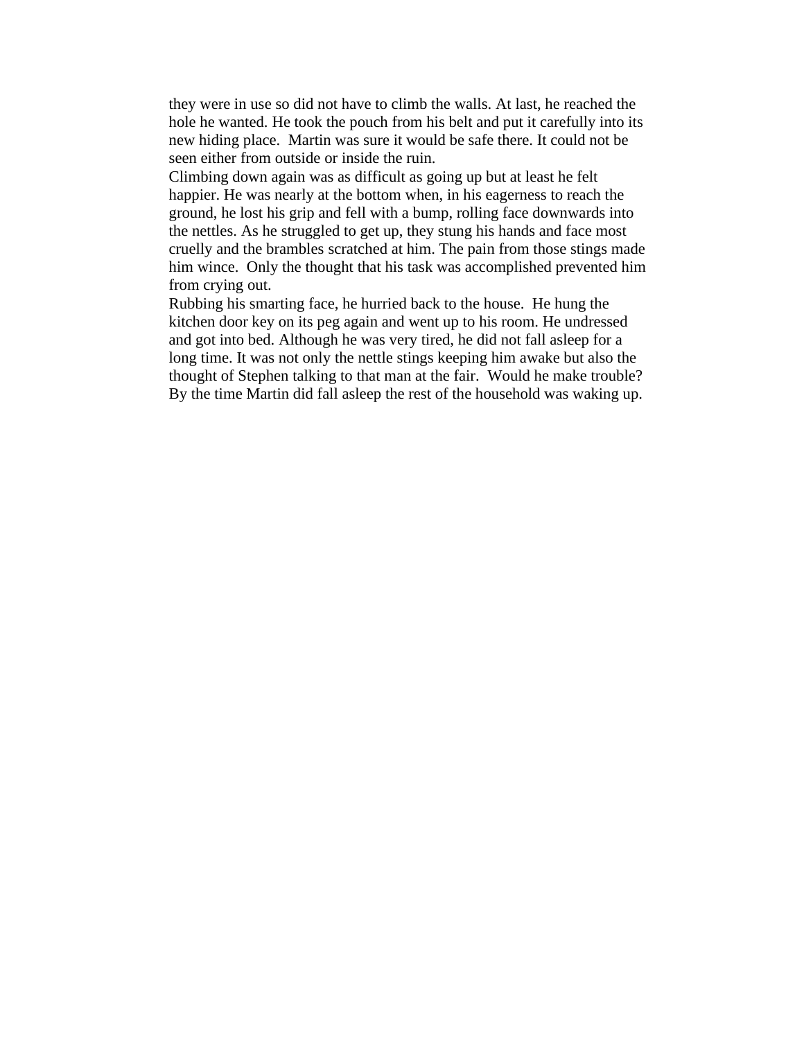they were in use so did not have to climb the walls. At last, he reached the hole he wanted. He took the pouch from his belt and put it carefully into its new hiding place. Martin was sure it would be safe there. It could not be seen either from outside or inside the ruin.

Climbing down again was as difficult as going up but at least he felt happier. He was nearly at the bottom when, in his eagerness to reach the ground, he lost his grip and fell with a bump, rolling face downwards into the nettles. As he struggled to get up, they stung his hands and face most cruelly and the brambles scratched at him. The pain from those stings made him wince. Only the thought that his task was accomplished prevented him from crying out.

Rubbing his smarting face, he hurried back to the house. He hung the kitchen door key on its peg again and went up to his room. He undressed and got into bed. Although he was very tired, he did not fall asleep for a long time. It was not only the nettle stings keeping him awake but also the thought of Stephen talking to that man at the fair. Would he make trouble? By the time Martin did fall asleep the rest of the household was waking up.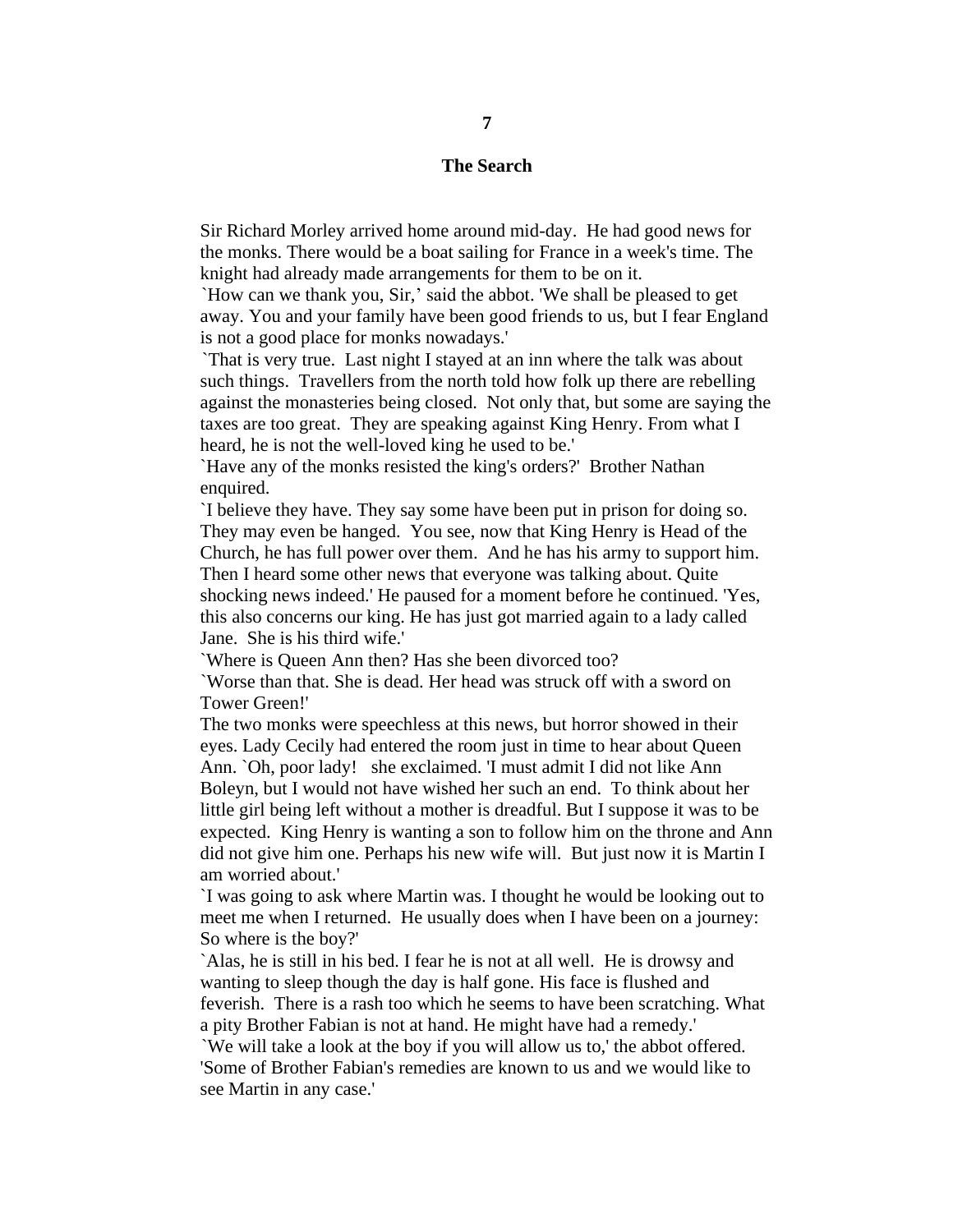# 7

## The Search

Sir Richard Morley arrived home around mid-day. He had good news for the monks. There would be a boat sailing for France in a week's time. The knight had already made arrangements for them to be on it.

`How can we thank you, Sir,' said the abbot. 'We shall be pleased to get away. You and your family have been good friends to us, but I fear England is not a good place for monks nowadays.'

`That is very true. Last night I stayed at an inn where the talk was about such things. Travellers from the north told how folk up there are rebelling against the monasteries being closed. Not only that, but some are saying the taxes are too great. They are speaking against King Henry. From what I heard, he is not the well-loved king he used to be.'

`Have any of the monks resisted the king's orders?' Brother Nathan enquired.

`I believe they have. They say some have been put in prison for doing so. They may even be hanged. You see, now that King Henry is Head of the Church, he has full power over them. And he has his army to support him. Then I heard some other news that everyone was talking about. Quite shocking news indeed.' He paused for a moment before he continued. 'Yes, this also concerns our king. He has just got married again to a lady called Jane. She is his third wife.'

`Where is Queen Ann then? Has she been divorced too?

`Worse than that. She is dead. Her head was struck off with a sword on Tower Green!'

The two monks were speechless at this news, but horror showed in their eyes. Lady Cecily had entered the room just in time to hear about Queen Ann. `Oh, poor lady! she exclaimed. 'I must admit I did not like Ann Boleyn, but I would not have wished her such an end. To think about her little girl being left without a mother is dreadful. But I suppose it was to be expected. King Henry is wanting a son to follow him on the throne and Ann did not give him one. Perhaps his new wife will. But just now it is Martin I am worried about.'

`I was going to ask where Martin was. I thought he would be looking out to meet me when I returned. He usually does when I have been on a journey: So where is the boy?'

`Alas, he is still in his bed. I fear he is not at all well. He is drowsy and wanting to sleep though the day is half gone. His face is flushed and feverish. There is a rash too which he seems to have been scratching. What a pity Brother Fabian is not at hand. He might have had a remedy.'

`We will take a look at the boy if you will allow us to,' the abbot offered. 'Some of Brother Fabian's remedies are known to us and we would like to see Martin in any case.'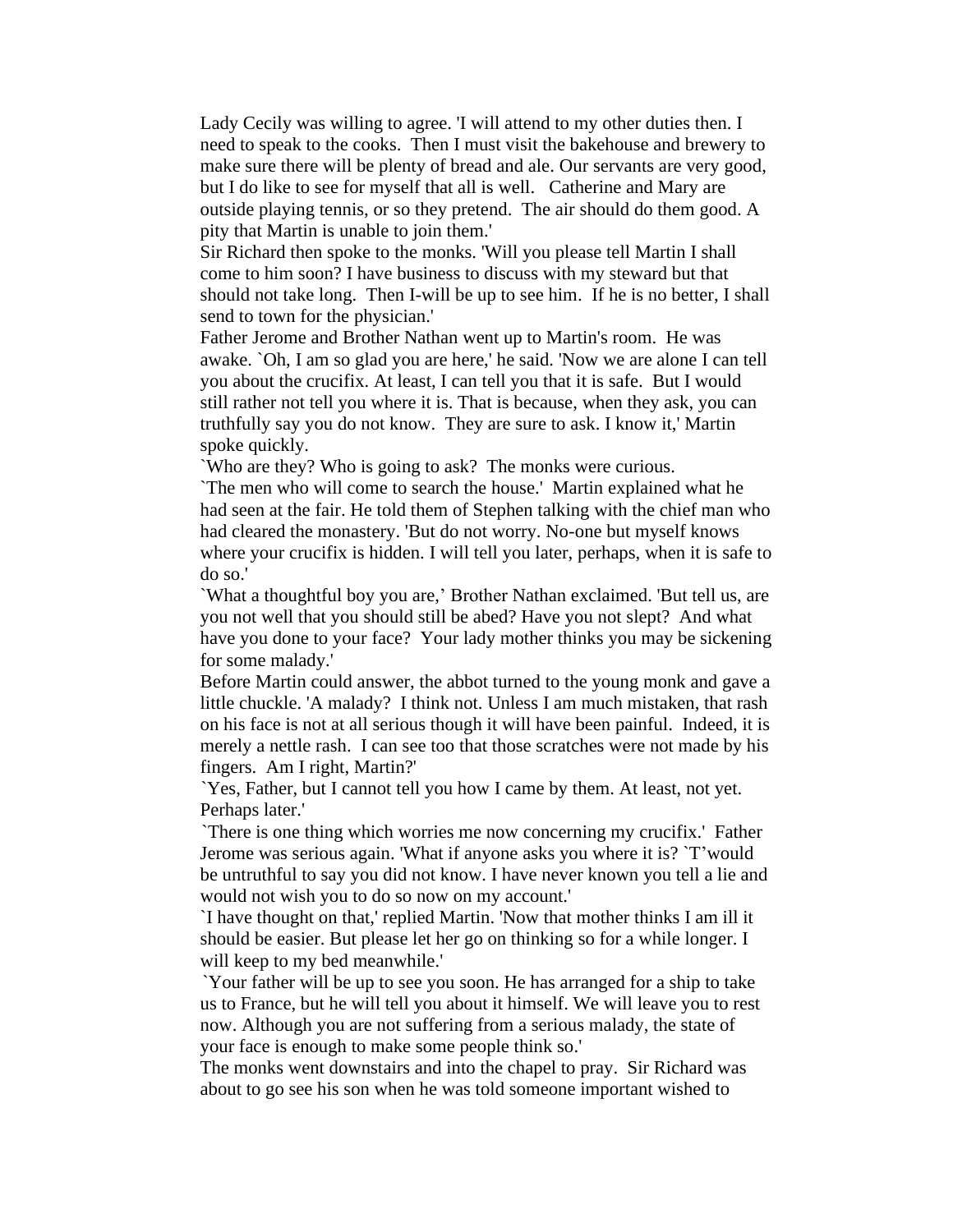Lady Cecily was willing to agree. 'I will attend to my other duties then. I need to speak to the cooks. Then I must visit the bakehouse and brewery to make sure there will be plenty of bread and ale. Our servants are very good, but I do like to see for myself that all is well. Catherine and Mary are outside playing tennis, or so they pretend. The air should do them good. A pity that Martin is unable to join them.'

Sir Richard then spoke to the monks. 'Will you please tell Martin I shall come to him soon? I have business to discuss with my steward but that should not take long. Then I-will be up to see him. If he is no better, I shall send to town for the physician.'

Father Jerome and Brother Nathan went up to Martin's room. He was awake. `Oh, I am so glad you are here,' he said. 'Now we are alone I can tell you about the crucifix. At least, I can tell you that it is safe. But I would still rather not tell you where it is. That is because, when they ask, you can truthfully say you do not know. They are sure to ask. I know it,' Martin spoke quickly.

`Who are they? Who is going to ask? The monks were curious.

`The men who will come to search the house.' Martin explained what he had seen at the fair. He told them of Stephen talking with the chief man who had cleared the monastery. 'But do not worry. No-one but myself knows where your crucifix is hidden. I will tell you later, perhaps, when it is safe to do so.'

`What a thoughtful boy you are,' Brother Nathan exclaimed. 'But tell us, are you not well that you should still be abed? Have you not slept? And what have you done to your face? Your lady mother thinks you may be sickening for some malady.'

Before Martin could answer, the abbot turned to the young monk and gave a little chuckle. 'A malady? I think not. Unless I am much mistaken, that rash on his face is not at all serious though it will have been painful. Indeed, it is merely a nettle rash. I can see too that those scratches were not made by his fingers. Am I right, Martin?'

`Yes, Father, but I cannot tell you how I came by them. At least, not yet. Perhaps later.'

`There is one thing which worries me now concerning my crucifix.' Father Jerome was serious again. 'What if anyone asks you where it is? `T'would be untruthful to say you did not know. I have never known you tell a lie and would not wish you to do so now on my account.'

`I have thought on that,' replied Martin. 'Now that mother thinks I am ill it should be easier. But please let her go on thinking so for a while longer. I will keep to my bed meanwhile.'

`Your father will be up to see you soon. He has arranged for a ship to take us to France, but he will tell you about it himself. We will leave you to rest now. Although you are not suffering from a serious malady, the state of your face is enough to make some people think so.'

The monks went downstairs and into the chapel to pray. Sir Richard was about to go see his son when he was told someone important wished to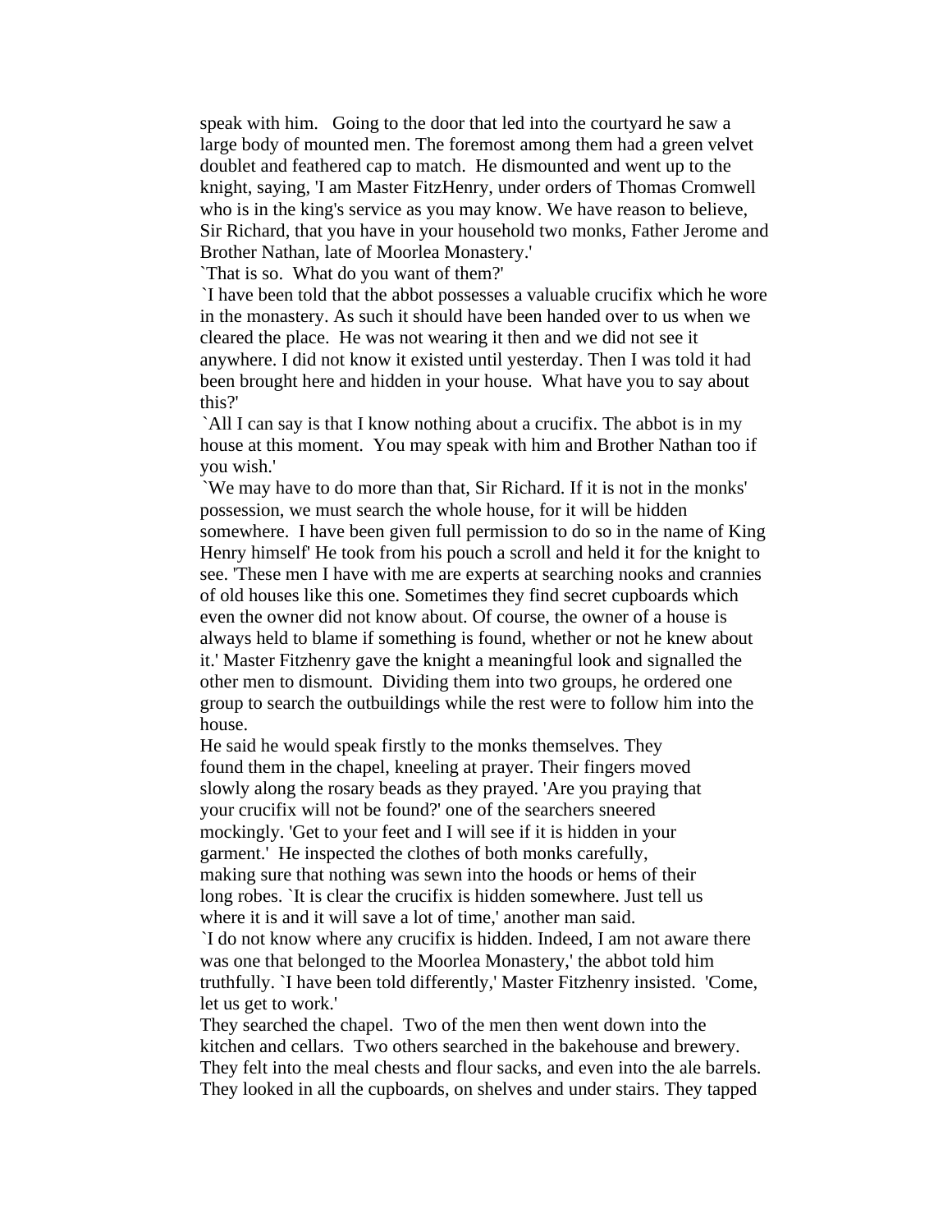speak with him. Going to the door that led into the courtyard he saw a large body of mounted men. The foremost among them had a green velvet doublet and feathered cap to match. He dismounted and went up to the knight, saying, 'I am Master FitzHenry, under orders of Thomas Cromwell who is in the king's service as you may know. We have reason to believe, Sir Richard, that you have in your household two monks, Father Jerome and Brother Nathan, late of Moorlea Monastery.'

`That is so. What do you want of them?'

`I have been told that the abbot possesses a valuable crucifix which he wore in the monastery. As such it should have been handed over to us when we cleared the place. He was not wearing it then and we did not see it anywhere. I did not know it existed until yesterday. Then I was told it had been brought here and hidden in your house. What have you to say about this?'

`All I can say is that I know nothing about a crucifix. The abbot is in my house at this moment. You may speak with him and Brother Nathan too if you wish.'

`We may have to do more than that, Sir Richard. If it is not in the monks' possession, we must search the whole house, for it will be hidden somewhere. I have been given full permission to do so in the name of King Henry himself' He took from his pouch a scroll and held it for the knight to see. 'These men I have with me are experts at searching nooks and crannies of old houses like this one. Sometimes they find secret cupboards which even the owner did not know about. Of course, the owner of a house is always held to blame if something is found, whether or not he knew about it.' Master Fitzhenry gave the knight a meaningful look and signalled the other men to dismount. Dividing them into two groups, he ordered one group to search the outbuildings while the rest were to follow him into the house.

He said he would speak firstly to the monks themselves. They found them in the chapel, kneeling at prayer. Their fingers moved slowly along the rosary beads as they prayed. 'Are you praying that your crucifix will not be found?' one of the searchers sneered mockingly. 'Get to your feet and I will see if it is hidden in your garment.' He inspected the clothes of both monks carefully, making sure that nothing was sewn into the hoods or hems of their long robes. `It is clear the crucifix is hidden somewhere. Just tell us where it is and it will save a lot of time,' another man said.

`I do not know where any crucifix is hidden. Indeed, I am not aware there was one that belonged to the Moorlea Monastery,' the abbot told him truthfully. `I have been told differently,' Master Fitzhenry insisted. 'Come, let us get to work.'

They searched the chapel. Two of the men then went down into the kitchen and cellars. Two others searched in the bakehouse and brewery. They felt into the meal chests and flour sacks, and even into the ale barrels. They looked in all the cupboards, on shelves and under stairs. They tapped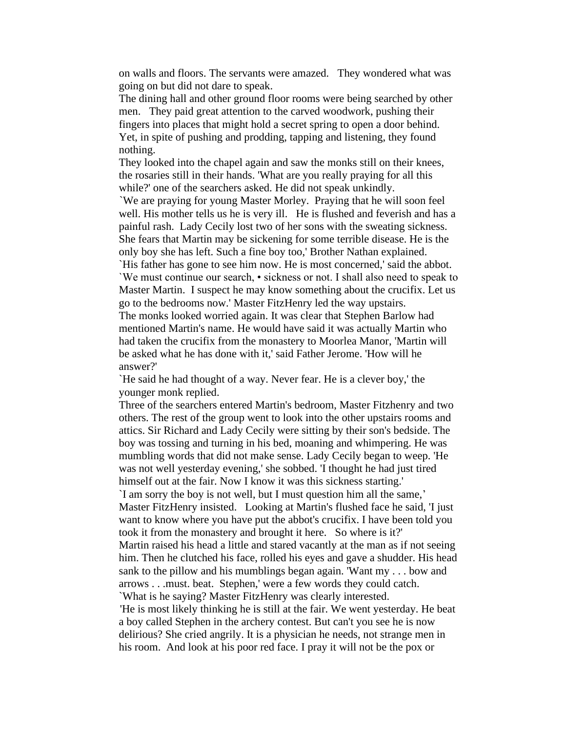on walls and floors. The servants were amazed. They wondered what was going on but did not dare to speak.

The dining hall and other ground floor rooms were being searched by other men. They paid great attention to the carved woodwork, pushing their fingers into places that might hold a secret spring to open a door behind. Yet, in spite of pushing and prodding, tapping and listening, they found nothing.

They looked into the chapel again and saw the monks still on their knees, the rosaries still in their hands. 'What are you really praying for all this while?' one of the searchers asked. He did not speak unkindly.

`We are praying for young Master Morley. Praying that he will soon feel well. His mother tells us he is very ill. He is flushed and feverish and has a painful rash. Lady Cecily lost two of her sons with the sweating sickness. She fears that Martin may be sickening for some terrible disease. He is the only boy she has left. Such a fine boy too,' Brother Nathan explained.

`His father has gone to see him now. He is most concerned,' said the abbot.

`We must continue our search, • sickness or not. I shall also need to speak to Master Martin. I suspect he may know something about the crucifix. Let us go to the bedrooms now.' Master FitzHenry led the way upstairs.

The monks looked worried again. It was clear that Stephen Barlow had mentioned Martin's name. He would have said it was actually Martin who had taken the crucifix from the monastery to Moorlea Manor, 'Martin will be asked what he has done with it,' said Father Jerome. 'How will he answer?'

`He said he had thought of a way. Never fear. He is a clever boy,' the younger monk replied.

Three of the searchers entered Martin's bedroom, Master Fitzhenry and two others. The rest of the group went to look into the other upstairs rooms and attics. Sir Richard and Lady Cecily were sitting by their son's bedside. The boy was tossing and turning in his bed, moaning and whimpering. He was mumbling words that did not make sense. Lady Cecily began to weep. 'He was not well yesterday evening,' she sobbed. 'I thought he had just tired himself out at the fair. Now I know it was this sickness starting.'

`I am sorry the boy is not well, but I must question him all the same,' Master FitzHenry insisted. Looking at Martin's flushed face he said, 'I just want to know where you have put the abbot's crucifix. I have been told you took it from the monastery and brought it here. So where is it?'

Martin raised his head a little and stared vacantly at the man as if not seeing him. Then he clutched his face, rolled his eyes and gave a shudder. His head sank to the pillow and his mumblings began again. 'Want my . . . bow and arrows . . .must. beat. Stephen,' were a few words they could catch.

`What is he saying? Master FitzHenry was clearly interested.

'He is most likely thinking he is still at the fair. We went yesterday. He beat a boy called Stephen in the archery contest. But can't you see he is now delirious? She cried angrily. It is a physician he needs, not strange men in his room. And look at his poor red face. I pray it will not be the pox or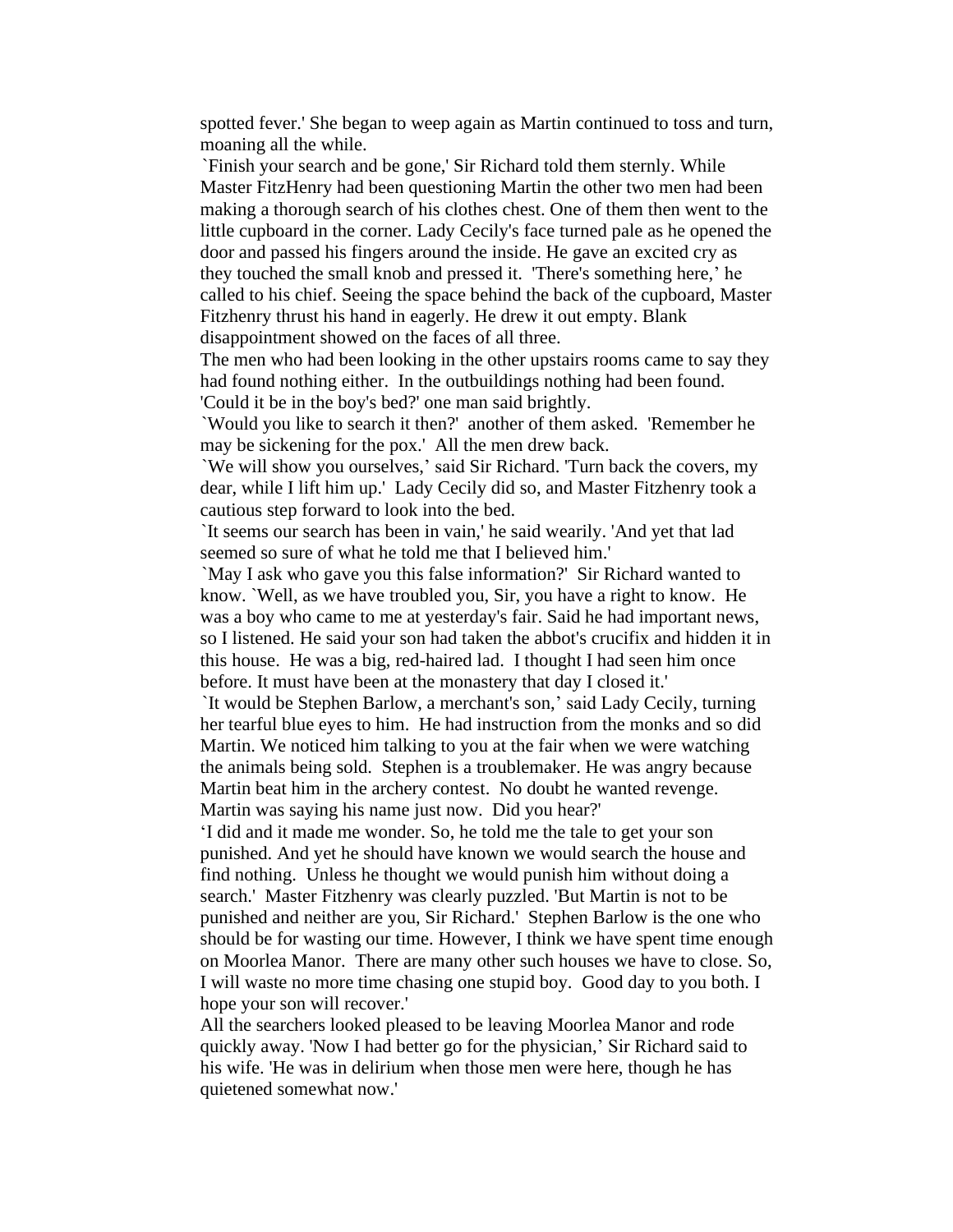spotted fever.' She began to weep again as Martin continued to toss and turn, moaning all the while.

`Finish your search and be gone,' Sir Richard told them sternly. While Master FitzHenry had been questioning Martin the other two men had been making a thorough search of his clothes chest. One of them then went to the little cupboard in the corner. Lady Cecily's face turned pale as he opened the door and passed his fingers around the inside. He gave an excited cry as they touched the small knob and pressed it. 'There's something here,' he called to his chief. Seeing the space behind the back of the cupboard, Master Fitzhenry thrust his hand in eagerly. He drew it out empty. Blank disappointment showed on the faces of all three.

The men who had been looking in the other upstairs rooms came to say they had found nothing either. In the outbuildings nothing had been found.

'Could it be in the boy's bed?' one man said brightly.

`Would you like to search it then?' another of them asked. 'Remember he may be sickening for the pox.' All the men drew back.

`We will show you ourselves,' said Sir Richard. 'Turn back the covers, my dear, while I lift him up.' Lady Cecily did so, and Master Fitzhenry took a cautious step forward to look into the bed.

`It seems our search has been in vain,' he said wearily. 'And yet that lad seemed so sure of what he told me that I believed him.'

`May I ask who gave you this false information?' Sir Richard wanted to know. `Well, as we have troubled you, Sir, you have a right to know. He was a boy who came to me at yesterday's fair. Said he had important news, so I listened. He said your son had taken the abbot's crucifix and hidden it in this house. He was a big, red-haired lad. I thought I had seen him once before. It must have been at the monastery that day I closed it.'

`It would be Stephen Barlow, a merchant's son,' said Lady Cecily, turning her tearful blue eyes to him. He had instruction from the monks and so did Martin. We noticed him talking to you at the fair when we were watching the animals being sold. Stephen is a troublemaker. He was angry because Martin beat him in the archery contest. No doubt he wanted revenge. Martin was saying his name just now. Did you hear?'

'I did and it made me wonder. So, he told me the tale to get your son punished. And yet he should have known we would search the house and find nothing. Unless he thought we would punish him without doing a search.' Master Fitzhenry was clearly puzzled. 'But Martin is not to be punished and neither are you, Sir Richard.' Stephen Barlow is the one who should be for wasting our time. However, I think we have spent time enough on Moorlea Manor. There are many other such houses we have to close. So, I will waste no more time chasing one stupid boy. Good day to you both. I hope your son will recover.'

All the searchers looked pleased to be leaving Moorlea Manor and rode quickly away. 'Now I had better go for the physician,' Sir Richard said to his wife. 'He was in delirium when those men were here, though he has quietened somewhat now.'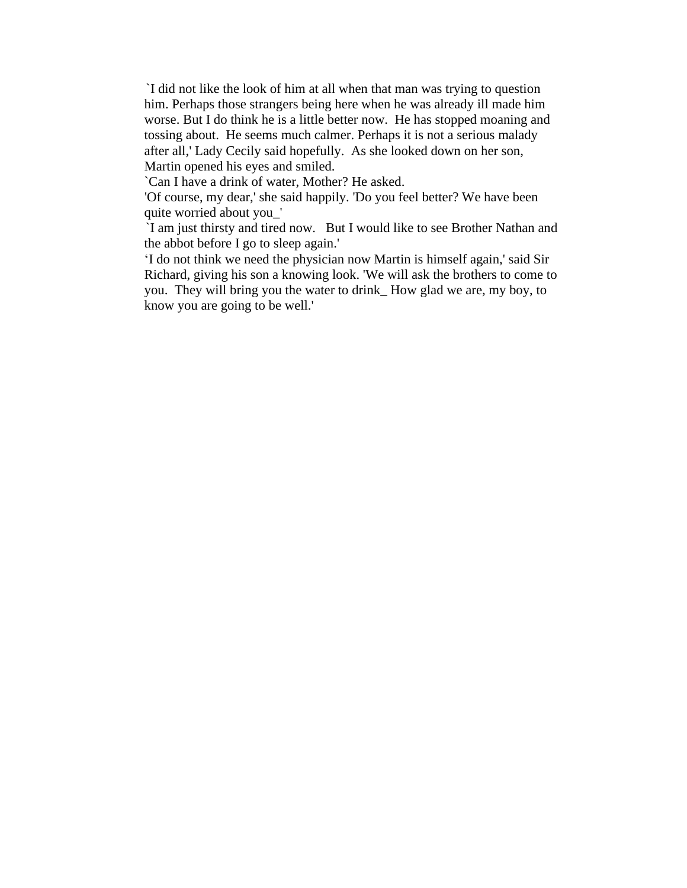`I did not like the look of him at all when that man was trying to question him. Perhaps those strangers being here when he was already ill made him worse. But I do think he is a little better now.  He has stopped moaning and tossing about.  He seems much calmer. Perhaps it is not a serious malady after all,' Lady Cecily said hopefully.  As she looked down on her son, Martin opened his eyes and smiled.

`Can I have a drink of water, Mother? He asked.

'Of course, my dear,' she said happily. 'Do you feel better? We have been quite worried about you_'

`I am just thirsty and tired now.   But I would like to see Brother Nathan and the abbot before I go to sleep again.'

'I do not think we need the physician now Martin is himself again,' said Sir Richard, giving his son a knowing look. 'We will ask the brothers to come to you.  They will bring you the water to drink_ How glad we are, my boy, to know you are going to be well.'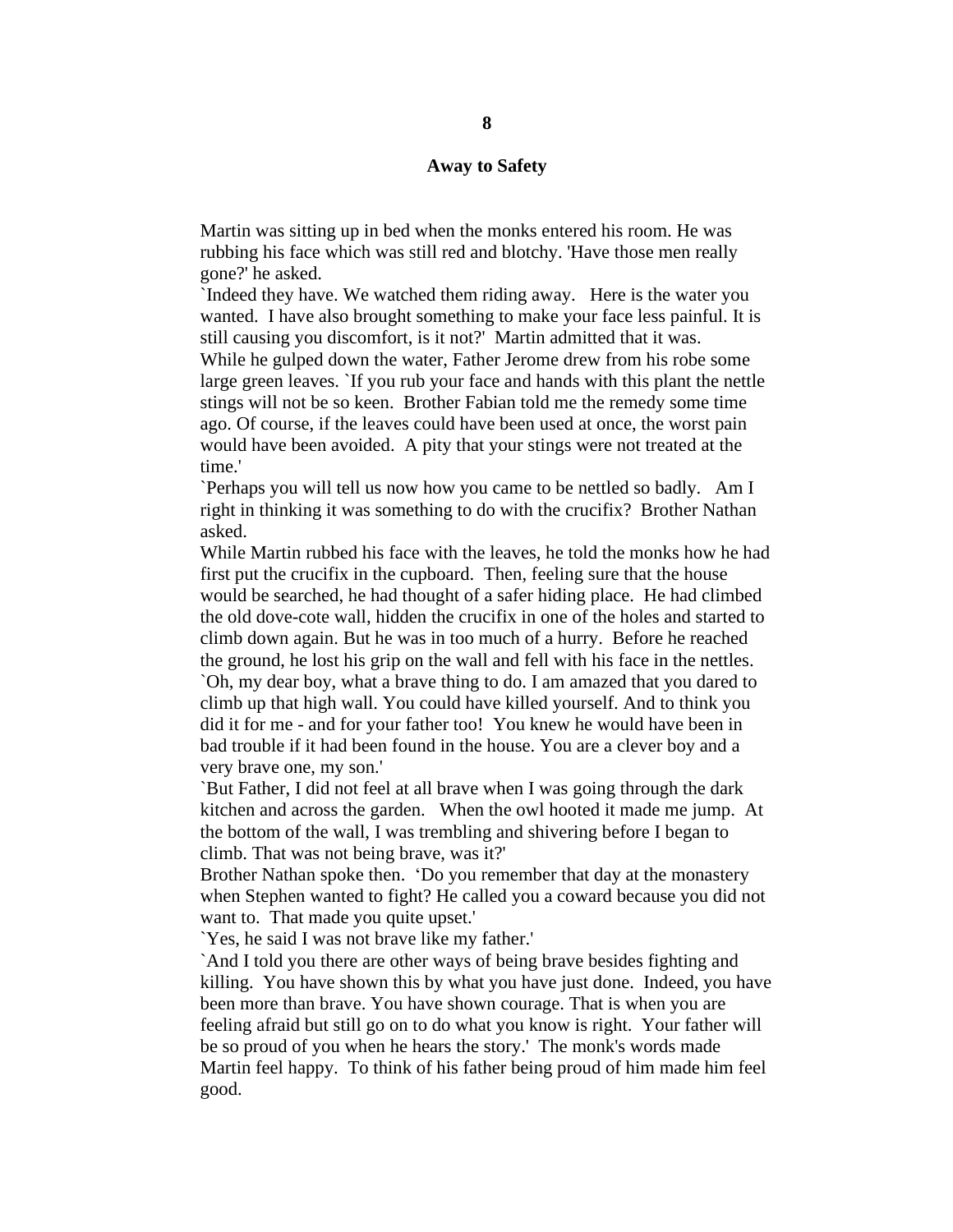# 8

## Away to Safety

Martin was sitting up in bed when the monks entered his room. He was rubbing his face which was still red and blotchy. 'Have those men really gone?' he asked.

`Indeed they have. We watched them riding away. Here is the water you wanted. I have also brought something to make your face less painful. It is still causing you discomfort, is it not?' Martin admitted that it was.

While he gulped down the water, Father Jerome drew from his robe some large green leaves. `If you rub your face and hands with this plant the nettle stings will not be so keen. Brother Fabian told me the remedy some time ago. Of course, if the leaves could have been used at once, the worst pain would have been avoided. A pity that your stings were not treated at the time.'

`Perhaps you will tell us now how you came to be nettled so badly. Am I right in thinking it was something to do with the crucifix? Brother Nathan asked.

While Martin rubbed his face with the leaves, he told the monks how he had first put the crucifix in the cupboard. Then, feeling sure that the house would be searched, he had thought of a safer hiding place. He had climbed the old dove-cote wall, hidden the crucifix in one of the holes and started to climb down again. But he was in too much of a hurry. Before he reached the ground, he lost his grip on the wall and fell with his face in the nettles.

`Oh, my dear boy, what a brave thing to do. I am amazed that you dared to climb up that high wall. You could have killed yourself. And to think you did it for me - and for your father too! You knew he would have been in bad trouble if it had been found in the house. You are a clever boy and a very brave one, my son.'

`But Father, I did not feel at all brave when I was going through the dark kitchen and across the garden. When the owl hooted it made me jump. At the bottom of the wall, I was trembling and shivering before I began to climb. That was not being brave, was it?'

Brother Nathan spoke then. 'Do you remember that day at the monastery when Stephen wanted to fight? He called you a coward because you did not want to. That made you quite upset.'

`Yes, he said I was not brave like my father.'

`And I told you there are other ways of being brave besides fighting and killing. You have shown this by what you have just done. Indeed, you have been more than brave. You have shown courage. That is when you are feeling afraid but still go on to do what you know is right. Your father will be so proud of you when he hears the story.' The monk's words made Martin feel happy. To think of his father being proud of him made him feel good.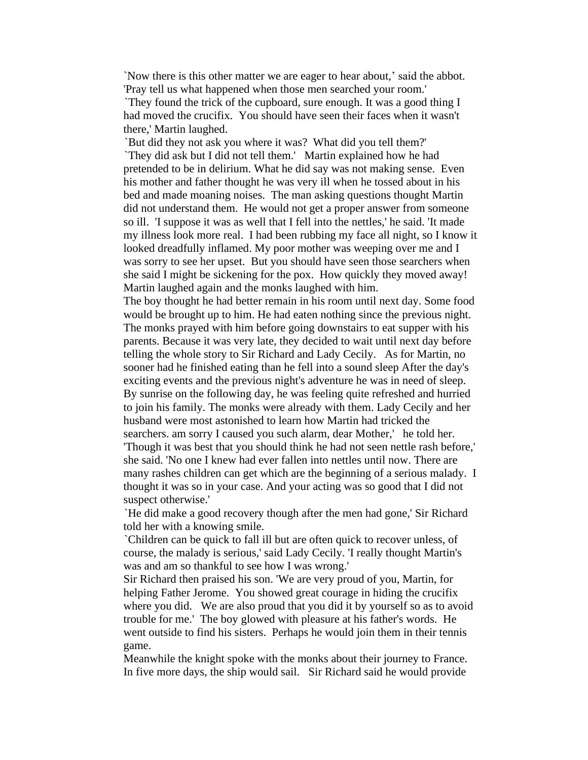`Now there is this other matter we are eager to hear about,' said the abbot. 'Pray tell us what happened when those men searched your room.'

`They found the trick of the cupboard, sure enough. It was a good thing I had moved the crucifix. You should have seen their faces when it wasn't there,' Martin laughed.

`But did they not ask you where it was? What did you tell them?'

`They did ask but I did not tell them.' Martin explained how he had pretended to be in delirium. What he did say was not making sense. Even his mother and father thought he was very ill when he tossed about in his bed and made moaning noises. The man asking questions thought Martin did not understand them. He would not get a proper answer from someone so ill. 'I suppose it was as well that I fell into the nettles,' he said. 'It made my illness look more real. I had been rubbing my face all night, so I know it looked dreadfully inflamed. My poor mother was weeping over me and I was sorry to see her upset. But you should have seen those searchers when she said I might be sickening for the pox. How quickly they moved away! Martin laughed again and the monks laughed with him.

The boy thought he had better remain in his room until next day. Some food would be brought up to him. He had eaten nothing since the previous night. The monks prayed with him before going downstairs to eat supper with his parents. Because it was very late, they decided to wait until next day before telling the whole story to Sir Richard and Lady Cecily. As for Martin, no sooner had he finished eating than he fell into a sound sleep After the day's exciting events and the previous night's adventure he was in need of sleep. By sunrise on the following day, he was feeling quite refreshed and hurried to join his family. The monks were already with them. Lady Cecily and her husband were most astonished to learn how Martin had tricked the searchers. am sorry I caused you such alarm, dear Mother,' he told her. 'Though it was best that you should think he had not seen nettle rash before,' she said. 'No one I knew had ever fallen into nettles until now. There are many rashes children can get which are the beginning of a serious malady. I thought it was so in your case. And your acting was so good that I did not suspect otherwise.'

`He did make a good recovery though after the men had gone,' Sir Richard told her with a knowing smile.

`Children can be quick to fall ill but are often quick to recover unless, of course, the malady is serious,' said Lady Cecily. 'I really thought Martin's was and am so thankful to see how I was wrong.'

Sir Richard then praised his son. 'We are very proud of you, Martin, for helping Father Jerome. You showed great courage in hiding the crucifix where you did. We are also proud that you did it by yourself so as to avoid trouble for me.' The boy glowed with pleasure at his father's words. He went outside to find his sisters. Perhaps he would join them in their tennis game.

Meanwhile the knight spoke with the monks about their journey to France. In five more days, the ship would sail. Sir Richard said he would provide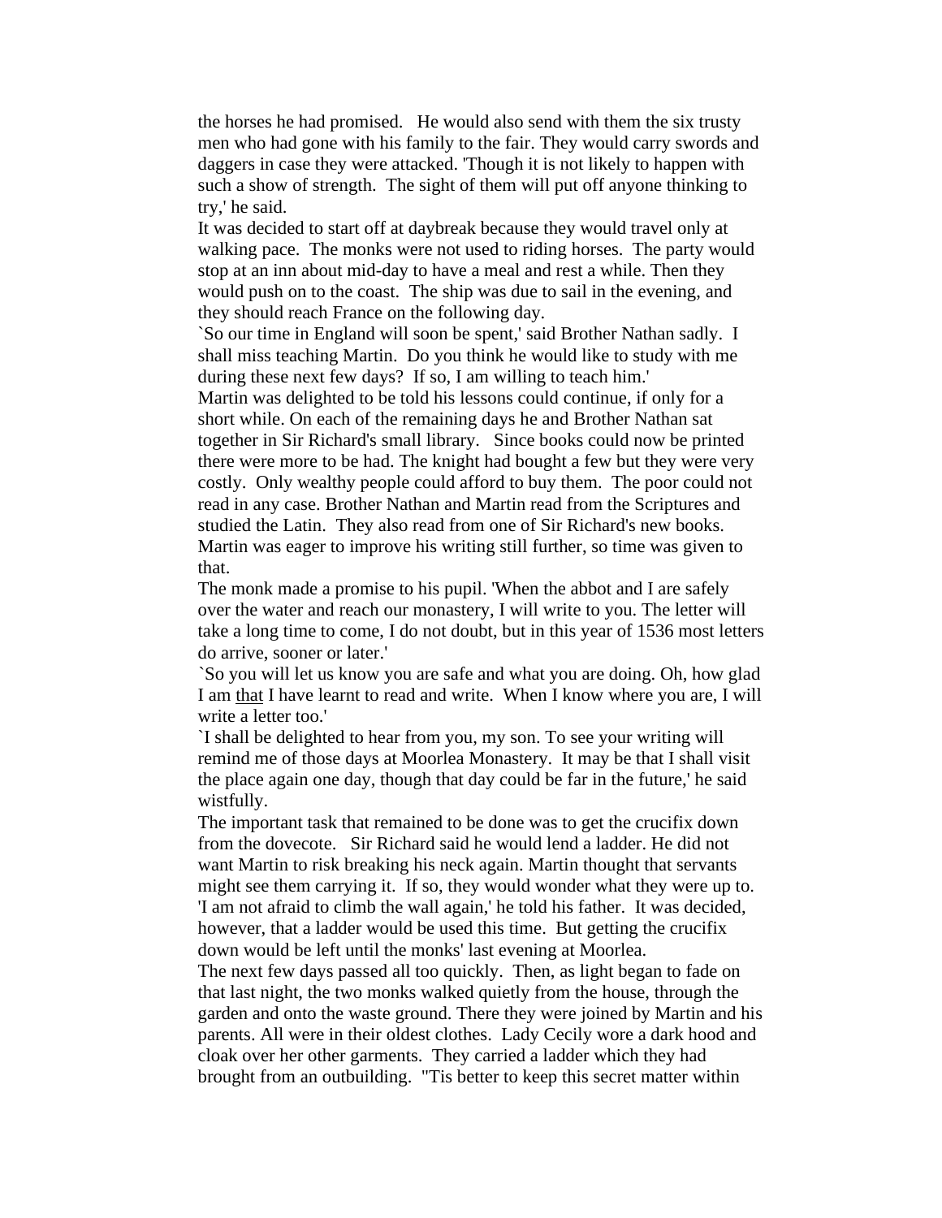the horses he had promised. He would also send with them the six trusty men who had gone with his family to the fair. They would carry swords and daggers in case they were attacked. 'Though it is not likely to happen with such a show of strength. The sight of them will put off anyone thinking to try,' he said.

It was decided to start off at daybreak because they would travel only at walking pace. The monks were not used to riding horses. The party would stop at an inn about mid-day to have a meal and rest a while. Then they would push on to the coast. The ship was due to sail in the evening, and they should reach France on the following day.

`So our time in England will soon be spent,' said Brother Nathan sadly. I shall miss teaching Martin. Do you think he would like to study with me during these next few days? If so, I am willing to teach him.'

Martin was delighted to be told his lessons could continue, if only for a short while. On each of the remaining days he and Brother Nathan sat together in Sir Richard's small library. Since books could now be printed there were more to be had. The knight had bought a few but they were very costly. Only wealthy people could afford to buy them. The poor could not read in any case. Brother Nathan and Martin read from the Scriptures and studied the Latin. They also read from one of Sir Richard's new books. Martin was eager to improve his writing still further, so time was given to that.

The monk made a promise to his pupil. 'When the abbot and I are safely over the water and reach our monastery, I will write to you. The letter will take a long time to come, I do not doubt, but in this year of 1536 most letters do arrive, sooner or later.'

`So you will let us know you are safe and what you are doing. Oh, how glad I am <u>that</u> I have learnt to read and write. When I know where you are, I will write a letter too.'

`I shall be delighted to hear from you, my son. To see your writing will remind me of those days at Moorlea Monastery. It may be that I shall visit the place again one day, though that day could be far in the future,' he said wistfully.

The important task that remained to be done was to get the crucifix down from the dovecote. Sir Richard said he would lend a ladder. He did not want Martin to risk breaking his neck again. Martin thought that servants might see them carrying it. If so, they would wonder what they were up to. 'I am not afraid to climb the wall again,' he told his father. It was decided, however, that a ladder would be used this time. But getting the crucifix down would be left until the monks' last evening at Moorlea.

The next few days passed all too quickly. Then, as light began to fade on that last night, the two monks walked quietly from the house, through the garden and onto the waste ground. There they were joined by Martin and his parents. All were in their oldest clothes. Lady Cecily wore a dark hood and cloak over her other garments. They carried a ladder which they had brought from an outbuilding. ''Tis better to keep this secret matter within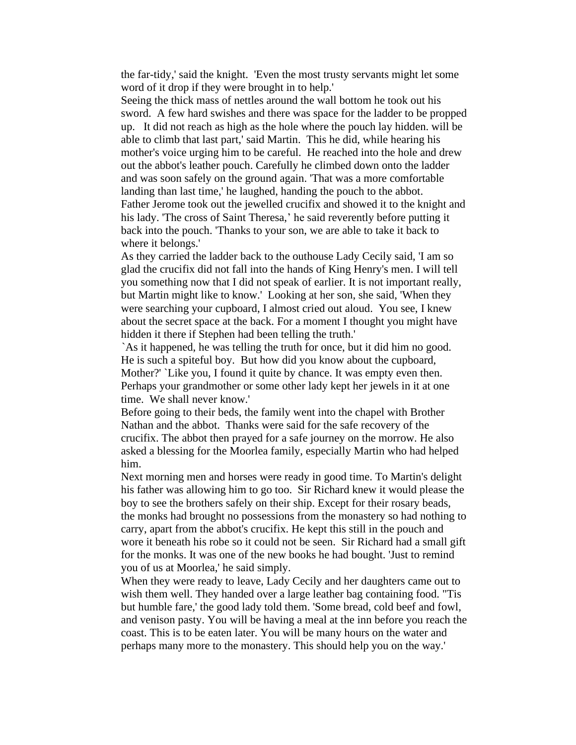the far-tidy,' said the knight. 'Even the most trusty servants might let some word of it drop if they were brought in to help.'

Seeing the thick mass of nettles around the wall bottom he took out his sword. A few hard swishes and there was space for the ladder to be propped up. It did not reach as high as the hole where the pouch lay hidden. will be able to climb that last part,' said Martin. This he did, while hearing his mother's voice urging him to be careful. He reached into the hole and drew out the abbot's leather pouch. Carefully he climbed down onto the ladder and was soon safely on the ground again. 'That was a more comfortable landing than last time,' he laughed, handing the pouch to the abbot.

Father Jerome took out the jewelled crucifix and showed it to the knight and his lady. 'The cross of Saint Theresa,' he said reverently before putting it back into the pouch. 'Thanks to your son, we are able to take it back to where it belongs.'

As they carried the ladder back to the outhouse Lady Cecily said, 'I am so glad the crucifix did not fall into the hands of King Henry's men. I will tell you something now that I did not speak of earlier. It is not important really, but Martin might like to know.' Looking at her son, she said, 'When they were searching your cupboard, I almost cried out aloud. You see, I knew about the secret space at the back. For a moment I thought you might have hidden it there if Stephen had been telling the truth.'

`As it happened, he was telling the truth for once, but it did him no good. He is such a spiteful boy. But how did you know about the cupboard, Mother?' `Like you, I found it quite by chance. It was empty even then. Perhaps your grandmother or some other lady kept her jewels in it at one time. We shall never know.'

Before going to their beds, the family went into the chapel with Brother Nathan and the abbot. Thanks were said for the safe recovery of the crucifix. The abbot then prayed for a safe journey on the morrow. He also asked a blessing for the Moorlea family, especially Martin who had helped him.

Next morning men and horses were ready in good time. To Martin's delight his father was allowing him to go too. Sir Richard knew it would please the boy to see the brothers safely on their ship. Except for their rosary beads, the monks had brought no possessions from the monastery so had nothing to carry, apart from the abbot's crucifix. He kept this still in the pouch and wore it beneath his robe so it could not be seen. Sir Richard had a small gift for the monks. It was one of the new books he had bought. 'Just to remind you of us at Moorlea,' he said simply.

When they were ready to leave, Lady Cecily and her daughters came out to wish them well. They handed over a large leather bag containing food. "Tis but humble fare,' the good lady told them. 'Some bread, cold beef and fowl, and venison pasty. You will be having a meal at the inn before you reach the coast. This is to be eaten later. You will be many hours on the water and perhaps many more to the monastery. This should help you on the way.'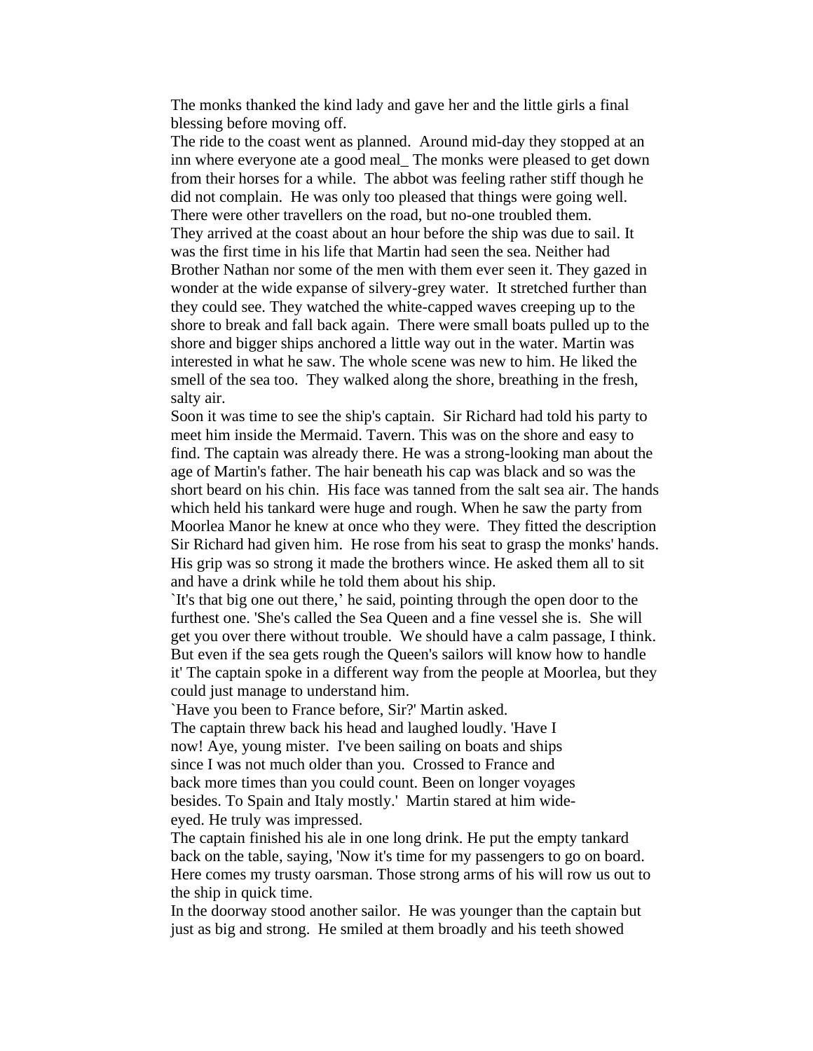The monks thanked the kind lady and gave her and the little girls a final blessing before moving off.

The ride to the coast went as planned. Around mid-day they stopped at an inn where everyone ate a good meal_ The monks were pleased to get down from their horses for a while. The abbot was feeling rather stiff though he did not complain. He was only too pleased that things were going well. There were other travellers on the road, but no-one troubled them.

They arrived at the coast about an hour before the ship was due to sail. It was the first time in his life that Martin had seen the sea. Neither had Brother Nathan nor some of the men with them ever seen it. They gazed in wonder at the wide expanse of silvery-grey water. It stretched further than they could see. They watched the white-capped waves creeping up to the shore to break and fall back again. There were small boats pulled up to the shore and bigger ships anchored a little way out in the water. Martin was interested in what he saw. The whole scene was new to him. He liked the smell of the sea too. They walked along the shore, breathing in the fresh, salty air.

Soon it was time to see the ship's captain. Sir Richard had told his party to meet him inside the Mermaid. Tavern. This was on the shore and easy to find. The captain was already there. He was a strong-looking man about the age of Martin's father. The hair beneath his cap was black and so was the short beard on his chin. His face was tanned from the salt sea air. The hands which held his tankard were huge and rough. When he saw the party from Moorlea Manor he knew at once who they were. They fitted the description Sir Richard had given him. He rose from his seat to grasp the monks' hands. His grip was so strong it made the brothers wince. He asked them all to sit and have a drink while he told them about his ship.

`It's that big one out there,' he said, pointing through the open door to the furthest one. 'She's called the Sea Queen and a fine vessel she is. She will get you over there without trouble. We should have a calm passage, I think. But even if the sea gets rough the Queen's sailors will know how to handle it' The captain spoke in a different way from the people at Moorlea, but they could just manage to understand him.

`Have you been to France before, Sir?' Martin asked.

The captain threw back his head and laughed loudly. 'Have I now! Aye, young mister. I've been sailing on boats and ships since I was not much older than you. Crossed to France and back more times than you could count. Been on longer voyages besides. To Spain and Italy mostly.' Martin stared at him wide-eyed. He truly was impressed.

The captain finished his ale in one long drink. He put the empty tankard back on the table, saying, 'Now it's time for my passengers to go on board. Here comes my trusty oarsman. Those strong arms of his will row us out to the ship in quick time.

In the doorway stood another sailor. He was younger than the captain but just as big and strong. He smiled at them broadly and his teeth showed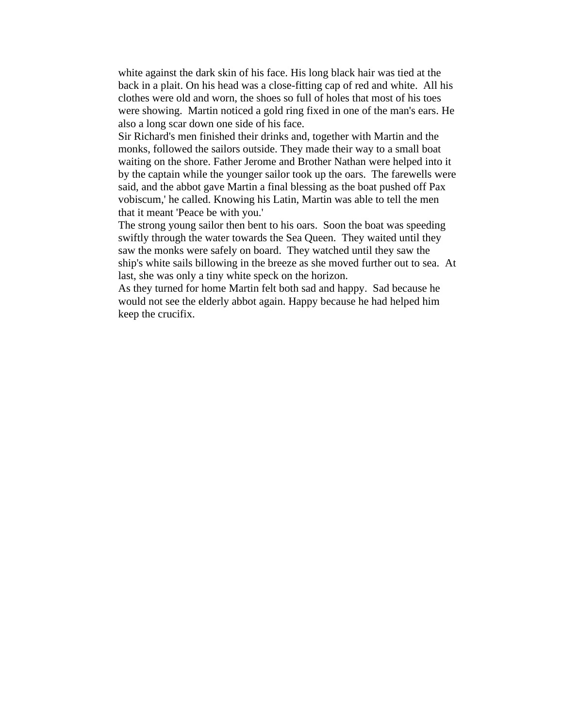white against the dark skin of his face. His long black hair was tied at the back in a plait. On his head was a close-fitting cap of red and white. All his clothes were old and worn, the shoes so full of holes that most of his toes were showing. Martin noticed a gold ring fixed in one of the man's ears. He also a long scar down one side of his face.

Sir Richard's men finished their drinks and, together with Martin and the monks, followed the sailors outside. They made their way to a small boat waiting on the shore. Father Jerome and Brother Nathan were helped into it by the captain while the younger sailor took up the oars. The farewells were said, and the abbot gave Martin a final blessing as the boat pushed off Pax vobiscum,' he called. Knowing his Latin, Martin was able to tell the men that it meant 'Peace be with you.'

The strong young sailor then bent to his oars. Soon the boat was speeding swiftly through the water towards the Sea Queen. They waited until they saw the monks were safely on board. They watched until they saw the ship's white sails billowing in the breeze as she moved further out to sea. At last, she was only a tiny white speck on the horizon.

As they turned for home Martin felt both sad and happy. Sad because he would not see the elderly abbot again. Happy because he had helped him keep the crucifix.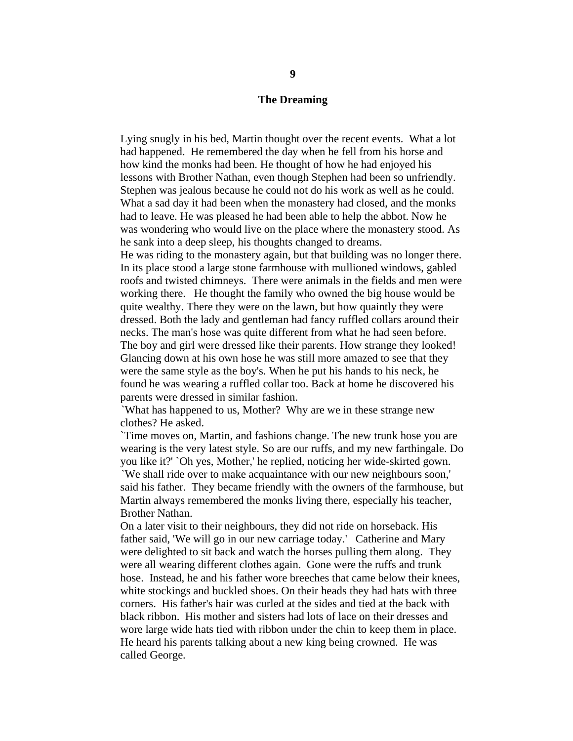# 9

## The Dreaming

Lying snugly in his bed, Martin thought over the recent events. What a lot had happened. He remembered the day when he fell from his horse and how kind the monks had been. He thought of how he had enjoyed his lessons with Brother Nathan, even though Stephen had been so unfriendly. Stephen was jealous because he could not do his work as well as he could. What a sad day it had been when the monastery had closed, and the monks had to leave. He was pleased he had been able to help the abbot. Now he was wondering who would live on the place where the monastery stood. As he sank into a deep sleep, his thoughts changed to dreams.

He was riding to the monastery again, but that building was no longer there. In its place stood a large stone farmhouse with mullioned windows, gabled roofs and twisted chimneys. There were animals in the fields and men were working there. He thought the family who owned the big house would be quite wealthy. There they were on the lawn, but how quaintly they were dressed. Both the lady and gentleman had fancy ruffled collars around their necks. The man's hose was quite different from what he had seen before. The boy and girl were dressed like their parents. How strange they looked! Glancing down at his own hose he was still more amazed to see that they were the same style as the boy's. When he put his hands to his neck, he found he was wearing a ruffled collar too. Back at home he discovered his parents were dressed in similar fashion.

`What has happened to us, Mother? Why are we in these strange new clothes? He asked.

`Time moves on, Martin, and fashions change. The new trunk hose you are wearing is the very latest style. So are our ruffs, and my new farthingale. Do you like it?' `Oh yes, Mother,' he replied, noticing her wide-skirted gown.

`We shall ride over to make acquaintance with our new neighbours soon,' said his father. They became friendly with the owners of the farmhouse, but Martin always remembered the monks living there, especially his teacher, Brother Nathan.

On a later visit to their neighbours, they did not ride on horseback. His father said, 'We will go in our new carriage today.' Catherine and Mary were delighted to sit back and watch the horses pulling them along. They were all wearing different clothes again. Gone were the ruffs and trunk hose. Instead, he and his father wore breeches that came below their knees, white stockings and buckled shoes. On their heads they had hats with three corners. His father's hair was curled at the sides and tied at the back with black ribbon. His mother and sisters had lots of lace on their dresses and wore large wide hats tied with ribbon under the chin to keep them in place. He heard his parents talking about a new king being crowned. He was called George.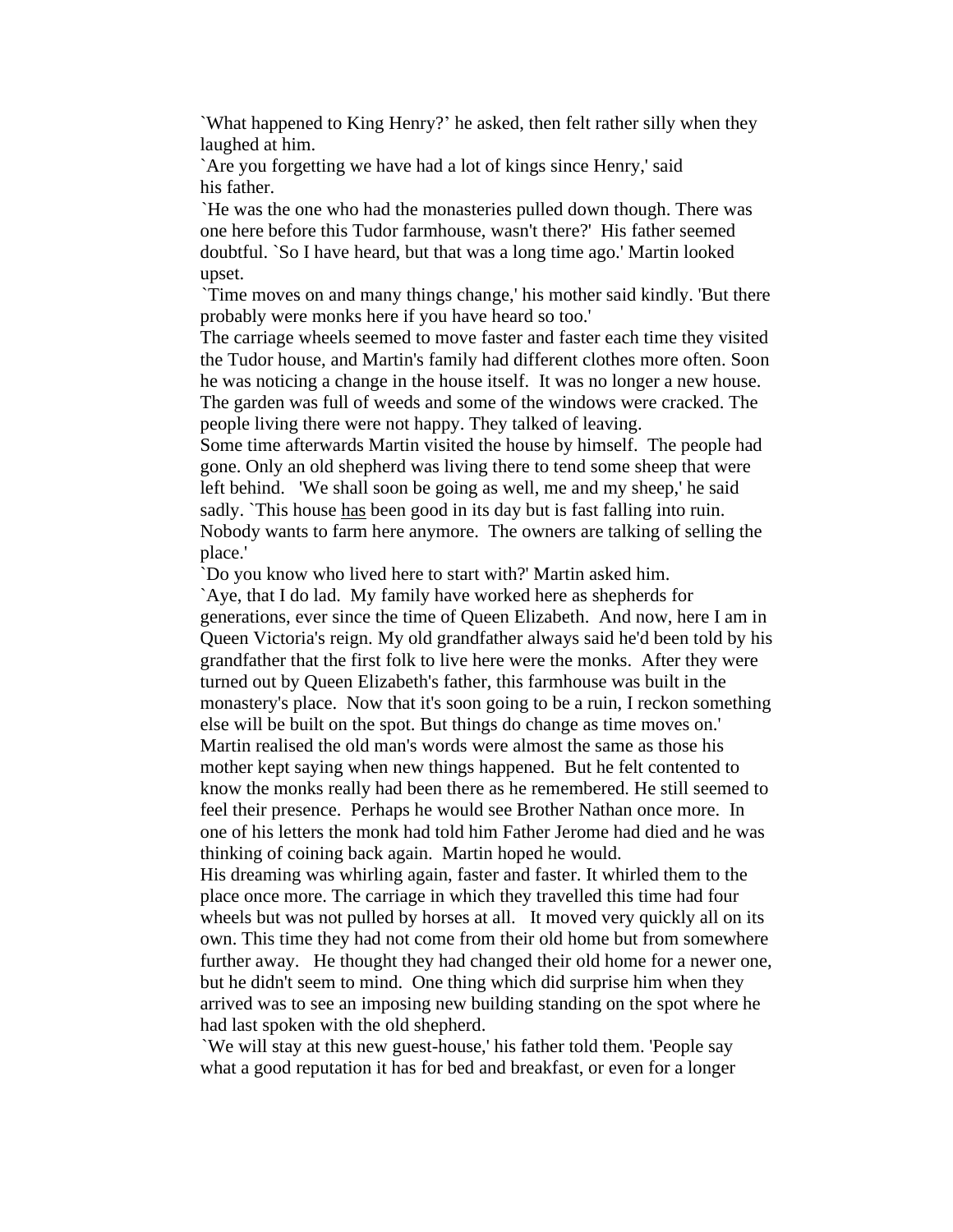`What happened to King Henry?' he asked, then felt rather silly when they laughed at him.

`Are you forgetting we have had a lot of kings since Henry,' said his father.

`He was the one who had the monasteries pulled down though. There was one here before this Tudor farmhouse, wasn't there?' His father seemed doubtful. `So I have heard, but that was a long time ago.' Martin looked upset.

`Time moves on and many things change,' his mother said kindly. 'But there probably were monks here if you have heard so too.'

The carriage wheels seemed to move faster and faster each time they visited the Tudor house, and Martin's family had different clothes more often. Soon he was noticing a change in the house itself. It was no longer a new house. The garden was full of weeds and some of the windows were cracked. The people living there were not happy. They talked of leaving.

Some time afterwards Martin visited the house by himself. The people had gone. Only an old shepherd was living there to tend some sheep that were left behind. 'We shall soon be going as well, me and my sheep,' he said sadly. `This house <u>has</u> been good in its day but is fast falling into ruin. Nobody wants to farm here anymore. The owners are talking of selling the place.'

`Do you know who lived here to start with?' Martin asked him.

`Aye, that I do lad. My family have worked here as shepherds for generations, ever since the time of Queen Elizabeth. And now, here I am in Queen Victoria's reign. My old grandfather always said he'd been told by his grandfather that the first folk to live here were the monks. After they were turned out by Queen Elizabeth's father, this farmhouse was built in the monastery's place. Now that it's soon going to be a ruin, I reckon something else will be built on the spot. But things do change as time moves on.'

Martin realised the old man's words were almost the same as those his mother kept saying when new things happened. But he felt contented to know the monks really had been there as he remembered. He still seemed to feel their presence. Perhaps he would see Brother Nathan once more. In one of his letters the monk had told him Father Jerome had died and he was thinking of coining back again. Martin hoped he would.

His dreaming was whirling again, faster and faster. It whirled them to the place once more. The carriage in which they travelled this time had four wheels but was not pulled by horses at all. It moved very quickly all on its own. This time they had not come from their old home but from somewhere further away. He thought they had changed their old home for a newer one, but he didn't seem to mind. One thing which did surprise him when they arrived was to see an imposing new building standing on the spot where he had last spoken with the old shepherd.

`We will stay at this new guest-house,' his father told them. 'People say what a good reputation it has for bed and breakfast, or even for a longer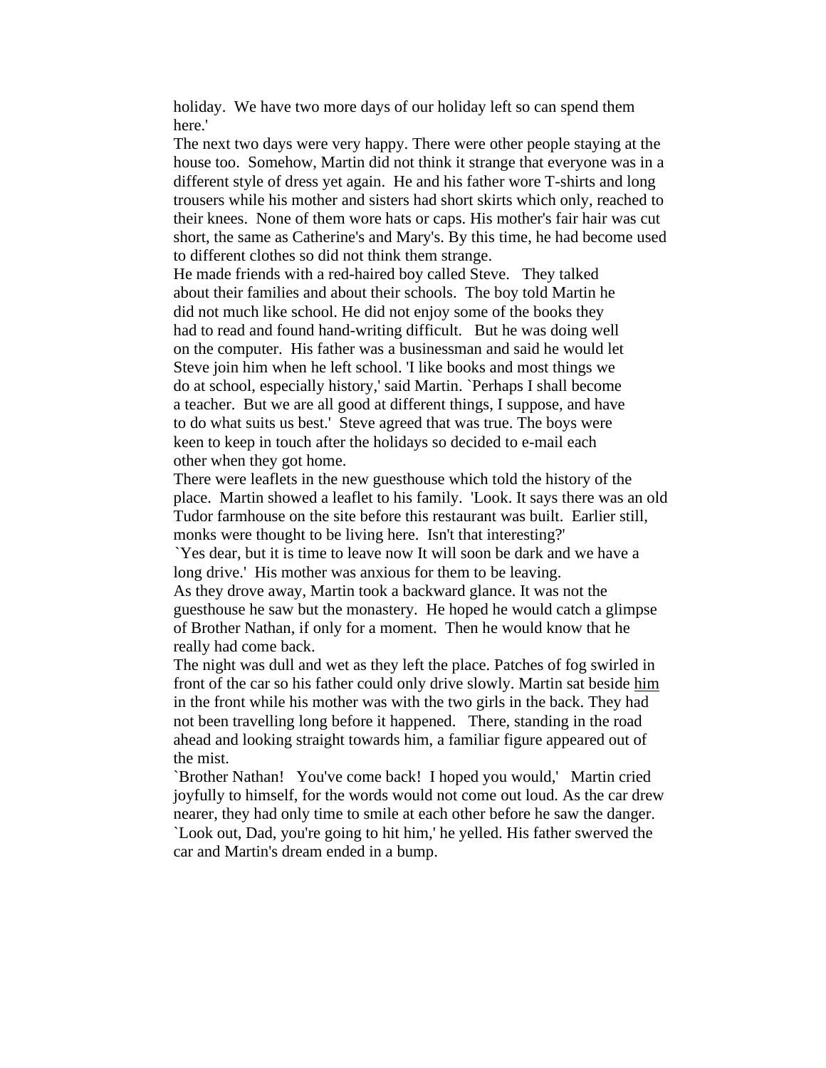holiday. We have two more days of our holiday left so can spend them here.'

The next two days were very happy. There were other people staying at the house too. Somehow, Martin did not think it strange that everyone was in a different style of dress yet again. He and his father wore T-shirts and long trousers while his mother and sisters had short skirts which only, reached to their knees. None of them wore hats or caps. His mother's fair hair was cut short, the same as Catherine's and Mary's. By this time, he had become used to different clothes so did not think them strange.

He made friends with a red-haired boy called Steve. They talked about their families and about their schools. The boy told Martin he did not much like school. He did not enjoy some of the books they had to read and found hand-writing difficult. But he was doing well on the computer. His father was a businessman and said he would let Steve join him when he left school. 'I like books and most things we do at school, especially history,' said Martin. `Perhaps I shall become a teacher. But we are all good at different things, I suppose, and have to do what suits us best.' Steve agreed that was true. The boys were keen to keep in touch after the holidays so decided to e-mail each other when they got home.

There were leaflets in the new guesthouse which told the history of the place. Martin showed a leaflet to his family. 'Look. It says there was an old Tudor farmhouse on the site before this restaurant was built. Earlier still, monks were thought to be living here. Isn't that interesting?'

`Yes dear, but it is time to leave now It will soon be dark and we have a long drive.' His mother was anxious for them to be leaving.

As they drove away, Martin took a backward glance. It was not the guesthouse he saw but the monastery. He hoped he would catch a glimpse of Brother Nathan, if only for a moment. Then he would know that he really had come back.

The night was dull and wet as they left the place. Patches of fog swirled in front of the car so his father could only drive slowly. Martin sat beside him in the front while his mother was with the two girls in the back. They had not been travelling long before it happened. There, standing in the road ahead and looking straight towards him, a familiar figure appeared out of the mist.

`Brother Nathan! You've come back! I hoped you would,' Martin cried joyfully to himself, for the words would not come out loud. As the car drew nearer, they had only time to smile at each other before he saw the danger.

`Look out, Dad, you're going to hit him,' he yelled. His father swerved the car and Martin's dream ended in a bump.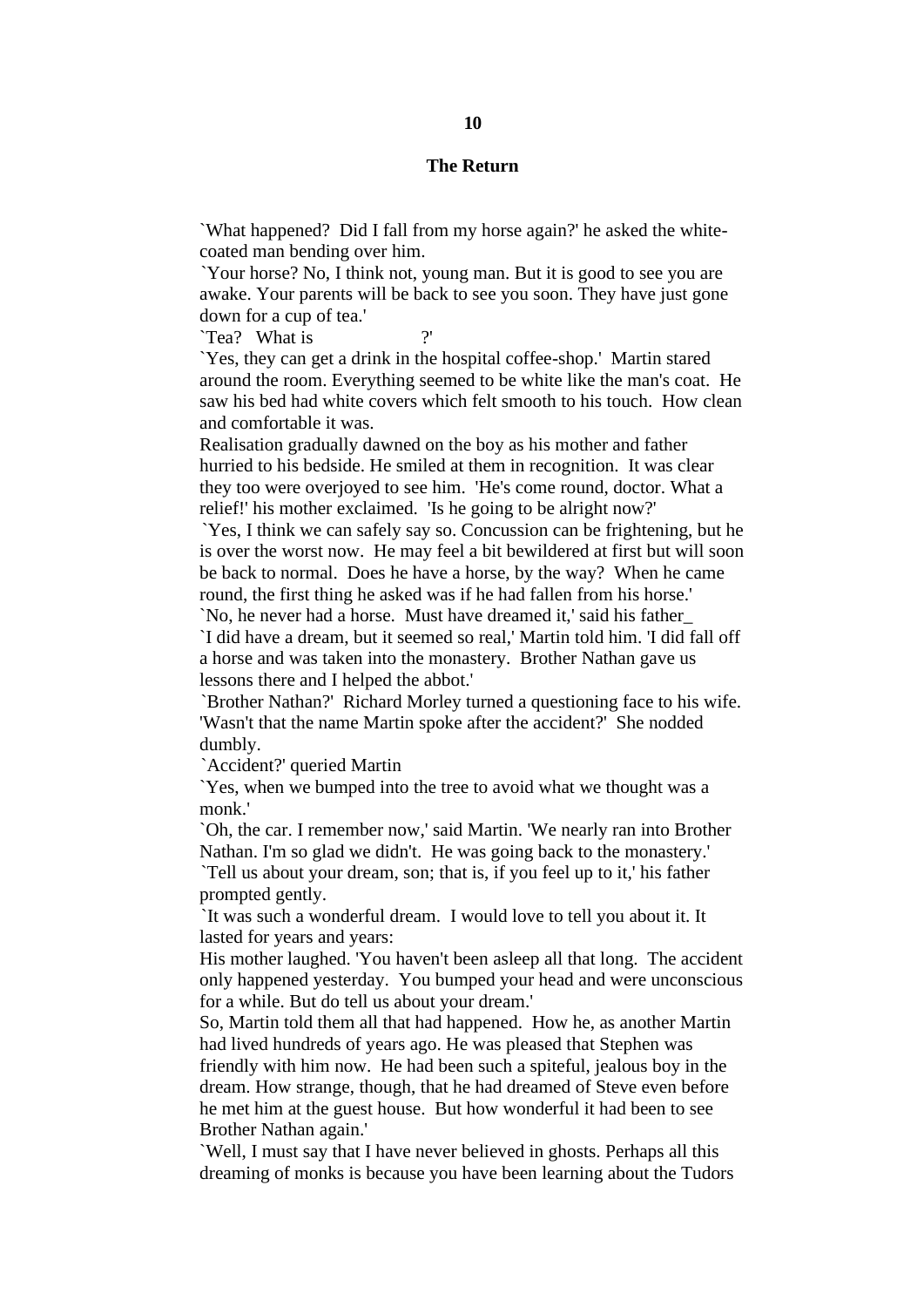## 10

## The Return

`What happened? Did I fall from my horse again?' he asked the white-coated man bending over him.
`Your horse? No, I think not, young man. But it is good to see you are awake. Your parents will be back to see you soon. They have just gone down for a cup of tea.'
`Tea? What is ?'
`Yes, they can get a drink in the hospital coffee-shop.' Martin stared around the room. Everything seemed to be white like the man's coat. He saw his bed had white covers which felt smooth to his touch. How clean and comfortable it was.
Realisation gradually dawned on the boy as his mother and father hurried to his bedside. He smiled at them in recognition. It was clear they too were overjoyed to see him. 'He's come round, doctor. What a relief!' his mother exclaimed. 'Is he going to be alright now?'
`Yes, I think we can safely say so. Concussion can be frightening, but he is over the worst now. He may feel a bit bewildered at first but will soon be back to normal. Does he have a horse, by the way? When he came round, the first thing he asked was if he had fallen from his horse.'
`No, he never had a horse. Must have dreamed it,' said his father_
`I did have a dream, but it seemed so real,' Martin told him. 'I did fall off a horse and was taken into the monastery. Brother Nathan gave us lessons there and I helped the abbot.'
`Brother Nathan?' Richard Morley turned a questioning face to his wife. 'Wasn't that the name Martin spoke after the accident?' She nodded dumbly.
`Accident?' queried Martin
`Yes, when we bumped into the tree to avoid what we thought was a monk.'
`Oh, the car. I remember now,' said Martin. 'We nearly ran into Brother Nathan. I'm so glad we didn't. He was going back to the monastery.'
`Tell us about your dream, son; that is, if you feel up to it,' his father prompted gently.
`It was such a wonderful dream. I would love to tell you about it. It lasted for years and years:
His mother laughed. 'You haven't been asleep all that long. The accident only happened yesterday. You bumped your head and were unconscious for a while. But do tell us about your dream.'
So, Martin told them all that had happened. How he, as another Martin had lived hundreds of years ago. He was pleased that Stephen was friendly with him now. He had been such a spiteful, jealous boy in the dream. How strange, though, that he had dreamed of Steve even before he met him at the guest house. But how wonderful it had been to see Brother Nathan again.'
`Well, I must say that I have never believed in ghosts. Perhaps all this dreaming of monks is because you have been learning about the Tudors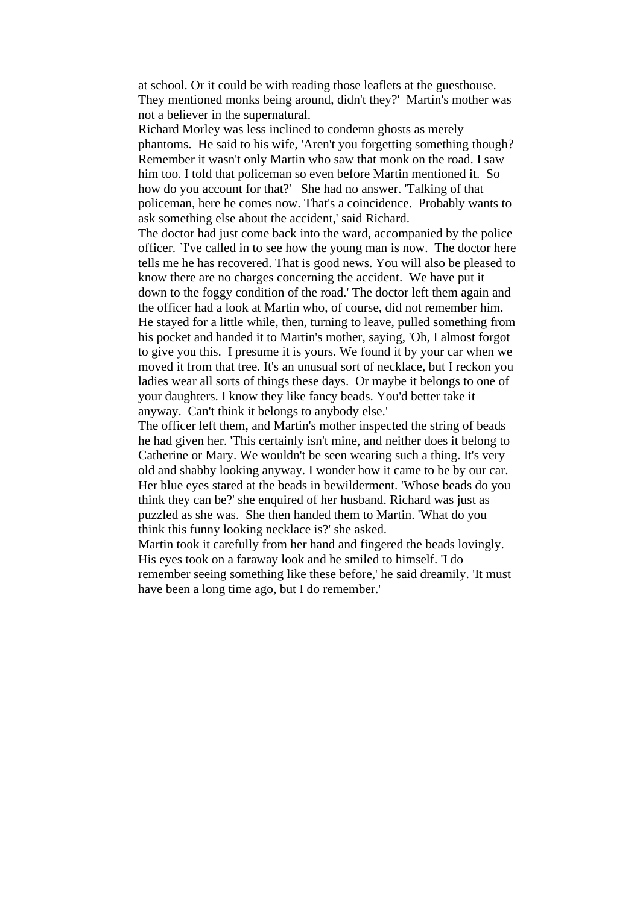at school. Or it could be with reading those leaflets at the guesthouse. They mentioned monks being around, didn't they?' Martin's mother was not a believer in the supernatural.

Richard Morley was less inclined to condemn ghosts as merely phantoms. He said to his wife, 'Aren't you forgetting something though? Remember it wasn't only Martin who saw that monk on the road. I saw him too. I told that policeman so even before Martin mentioned it. So how do you account for that?' She had no answer. 'Talking of that policeman, here he comes now. That's a coincidence. Probably wants to ask something else about the accident,' said Richard.

The doctor had just come back into the ward, accompanied by the police officer. `I've called in to see how the young man is now. The doctor here tells me he has recovered. That is good news. You will also be pleased to know there are no charges concerning the accident. We have put it down to the foggy condition of the road.' The doctor left them again and the officer had a look at Martin who, of course, did not remember him. He stayed for a little while, then, turning to leave, pulled something from his pocket and handed it to Martin's mother, saying, 'Oh, I almost forgot to give you this. I presume it is yours. We found it by your car when we moved it from that tree. It's an unusual sort of necklace, but I reckon you ladies wear all sorts of things these days. Or maybe it belongs to one of your daughters. I know they like fancy beads. You'd better take it anyway. Can't think it belongs to anybody else.'

The officer left them, and Martin's mother inspected the string of beads he had given her. 'This certainly isn't mine, and neither does it belong to Catherine or Mary. We wouldn't be seen wearing such a thing. It's very old and shabby looking anyway. I wonder how it came to be by our car. Her blue eyes stared at the beads in bewilderment. 'Whose beads do you think they can be?' she enquired of her husband. Richard was just as puzzled as she was. She then handed them to Martin. 'What do you think this funny looking necklace is?' she asked.

Martin took it carefully from her hand and fingered the beads lovingly. His eyes took on a faraway look and he smiled to himself. 'I do remember seeing something like these before,' he said dreamily. 'It must have been a long time ago, but I do remember.'